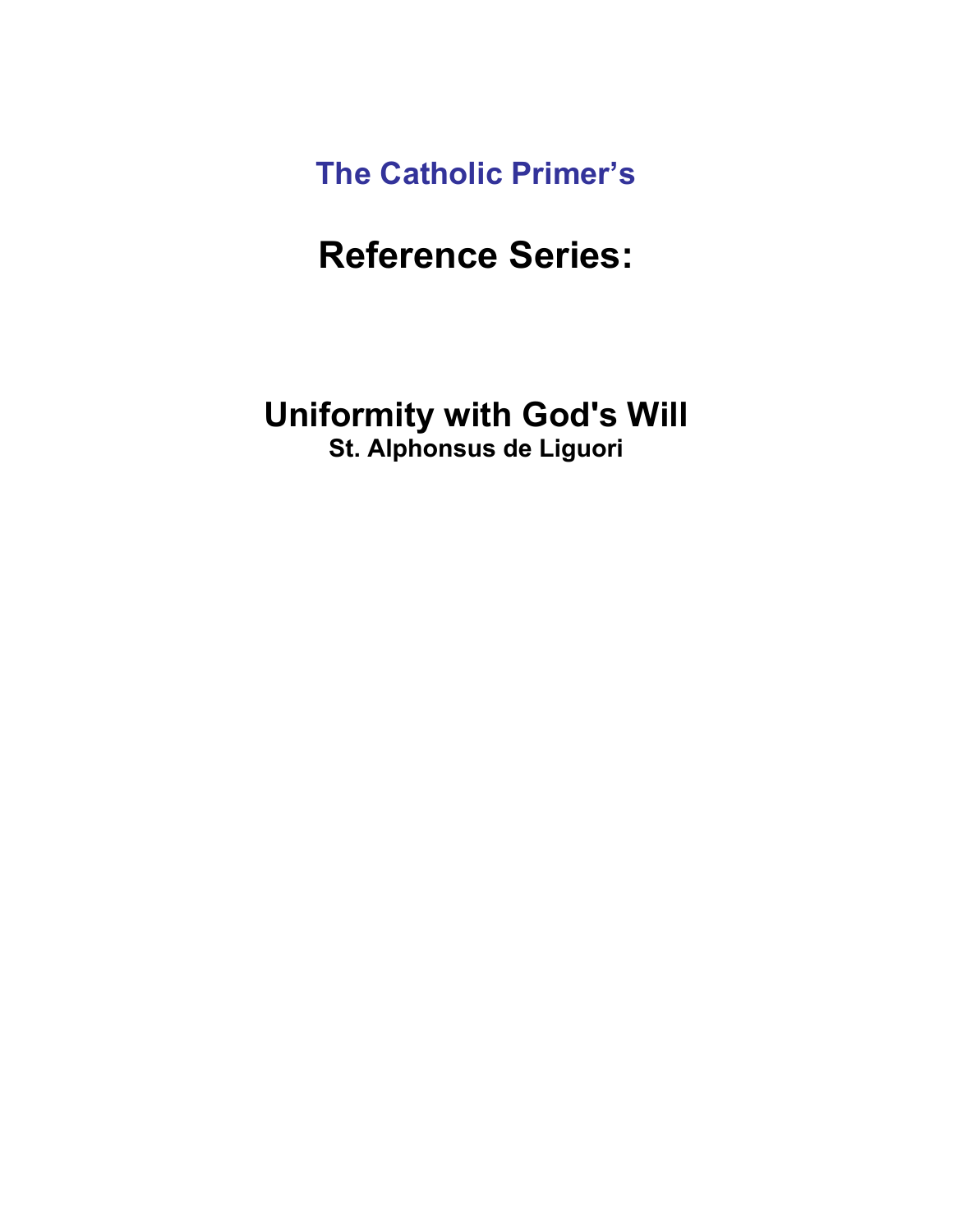**The Catholic Primer's**

# Reference Series:

# Uniformity with God's Will

**St. Alphonsus de Liguori**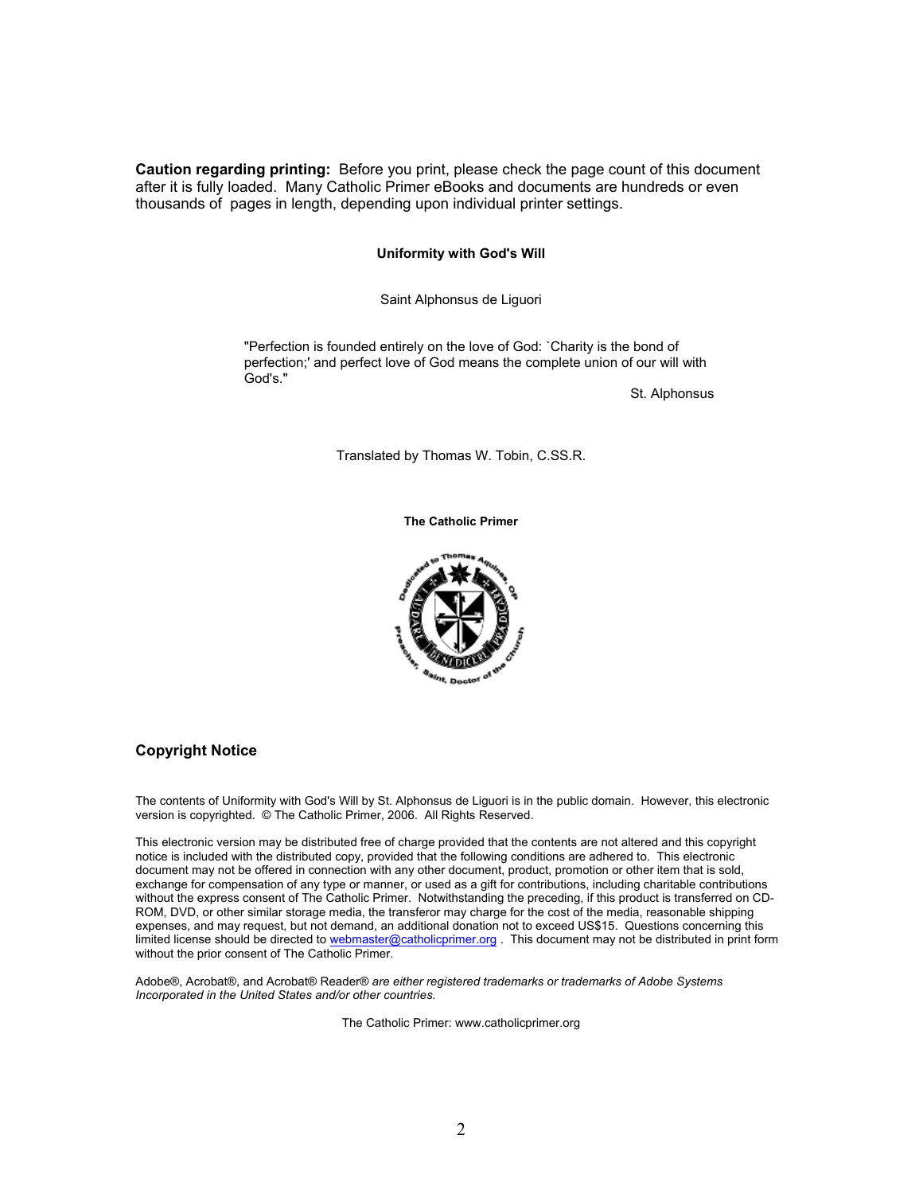**Caution regarding printing:** Before you print, please check the page count of this document after it is fully loaded. Many Catholic Primer eBooks and documents are hundreds or even thousands of pages in length, depending upon individual printer settings.

# Uniformity with God's Will

Saint Alphonsus de Liguori

> "Perfection is founded entirely on the love of God: `Charity is the bond of perfection;' and perfect love of God means the complete union of our will with God's."
>
> St. Alphonsus

Translated by Thomas W. Tobin, C.SS.R.

**The Catholic Primer**

## Copyright Notice

The contents of Uniformity with God's Will by St. Alphonsus de Liguori is in the public domain. However, this electronic version is copyrighted. © The Catholic Primer, 2006. All Rights Reserved.

This electronic version may be distributed free of charge provided that the contents are not altered and this copyright notice is included with the distributed copy, provided that the following conditions are adhered to. This electronic document may not be offered in connection with any other document, product, promotion or other item that is sold, exchange for compensation of any type or manner, or used as a gift for contributions, including charitable contributions without the express consent of The Catholic Primer. Notwithstanding the preceding, if this product is transferred on CD-ROM, DVD, or other similar storage media, the transferor may charge for the cost of the media, reasonable shipping expenses, and may request, but not demand, an additional donation not to exceed US$15. Questions concerning this limited license should be directed to webmaster@catholicprimer.org . This document may not be distributed in print form without the prior consent of The Catholic Primer.

Adobe®, Acrobat®, and Acrobat® Reader® *are either registered trademarks or trademarks of Adobe Systems Incorporated in the United States and/or other countries.*

The Catholic Primer: www.catholicprimer.org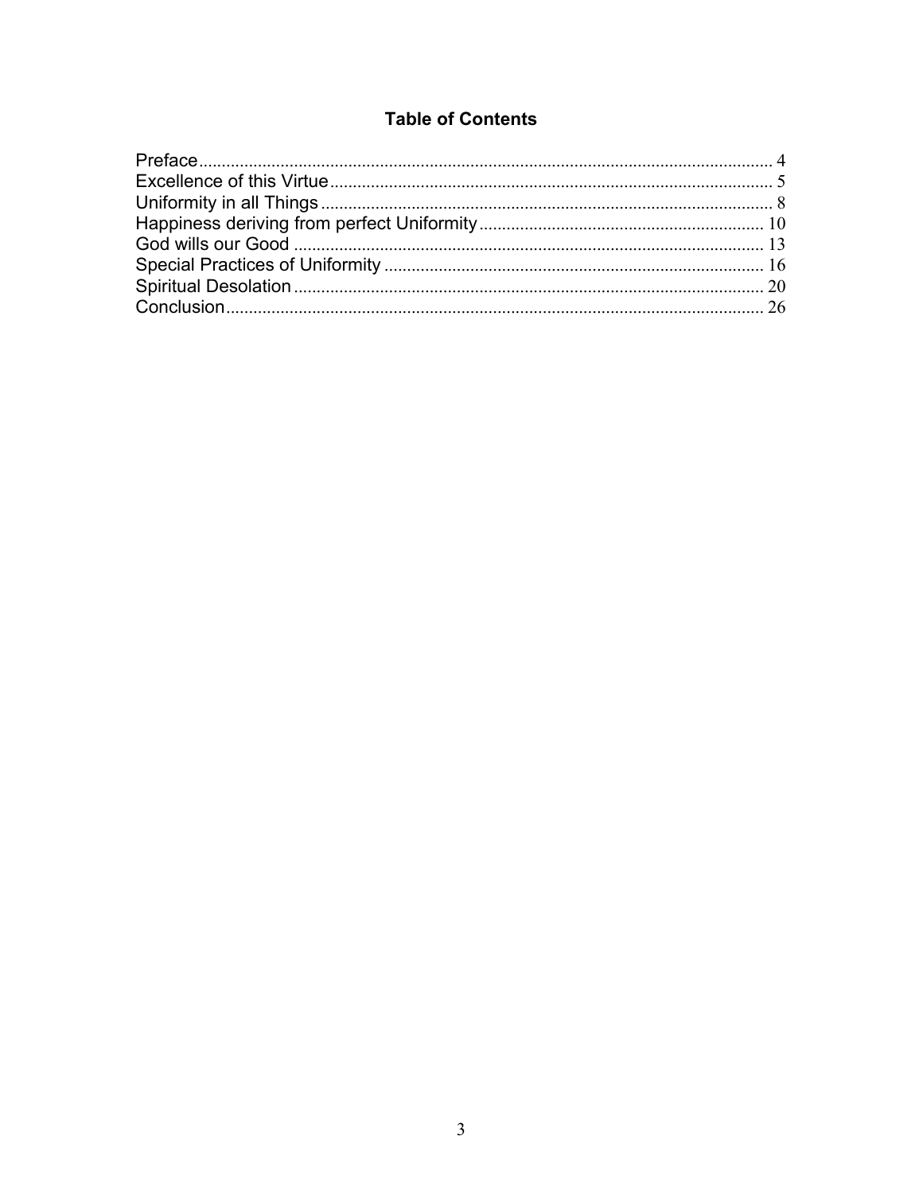## Table of Contents

Preface .................................................. 4
Excellence of this Virtue .................................................. 5
Uniformity in all Things .................................................. 8
Happiness deriving from perfect Uniformity .................................................. 10
God wills our Good .................................................. 13
Special Practices of Uniformity .................................................. 16
Spiritual Desolation .................................................. 20
Conclusion .................................................. 26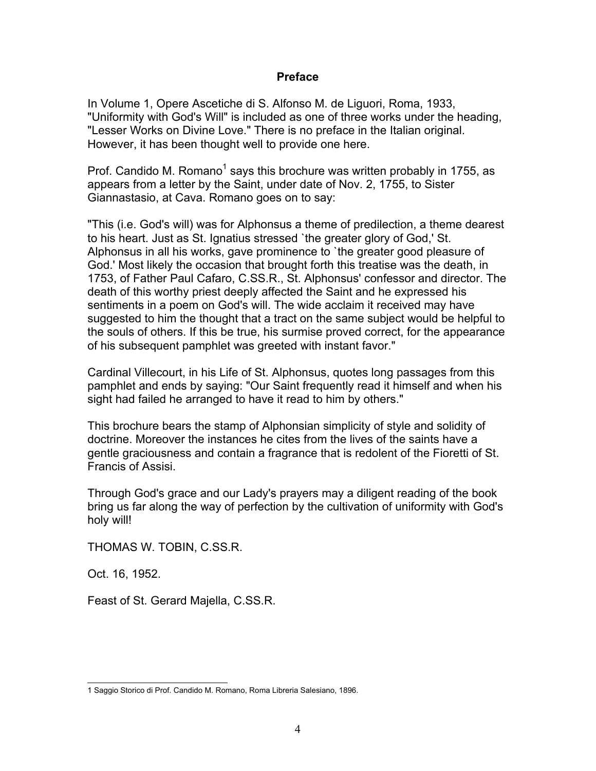## Preface

In Volume 1, Opere Ascetiche di S. Alfonso M. de Liguori, Roma, 1933, "Uniformity with God's Will" is included as one of three works under the heading, "Lesser Works on Divine Love." There is no preface in the Italian original. However, it has been thought well to provide one here.

Prof. Candido M. Romano[1] says this brochure was written probably in 1755, as appears from a letter by the Saint, under date of Nov. 2, 1755, to Sister Giannastasio, at Cava. Romano goes on to say:

"This (i.e. God's will) was for Alphonsus a theme of predilection, a theme dearest to his heart. Just as St. Ignatius stressed `the greater glory of God,' St. Alphonsus in all his works, gave prominence to `the greater good pleasure of God.' Most likely the occasion that brought forth this treatise was the death, in 1753, of Father Paul Cafaro, C.SS.R., St. Alphonsus' confessor and director. The death of this worthy priest deeply affected the Saint and he expressed his sentiments in a poem on God's will. The wide acclaim it received may have suggested to him the thought that a tract on the same subject would be helpful to the souls of others. If this be true, his surmise proved correct, for the appearance of his subsequent pamphlet was greeted with instant favor."

Cardinal Villecourt, in his Life of St. Alphonsus, quotes long passages from this pamphlet and ends by saying: "Our Saint frequently read it himself and when his sight had failed he arranged to have it read to him by others."

This brochure bears the stamp of Alphonsian simplicity of style and solidity of doctrine. Moreover the instances he cites from the lives of the saints have a gentle graciousness and contain a fragrance that is redolent of the Fioretti of St. Francis of Assisi.

Through God's grace and our Lady's prayers may a diligent reading of the book bring us far along the way of perfection by the cultivation of uniformity with God's holy will!

THOMAS W. TOBIN, C.SS.R.

Oct. 16, 1952.

Feast of St. Gerard Majella, C.SS.R.

---

1 Saggio Storico di Prof. Candido M. Romano, Roma Libreria Salesiano, 1896.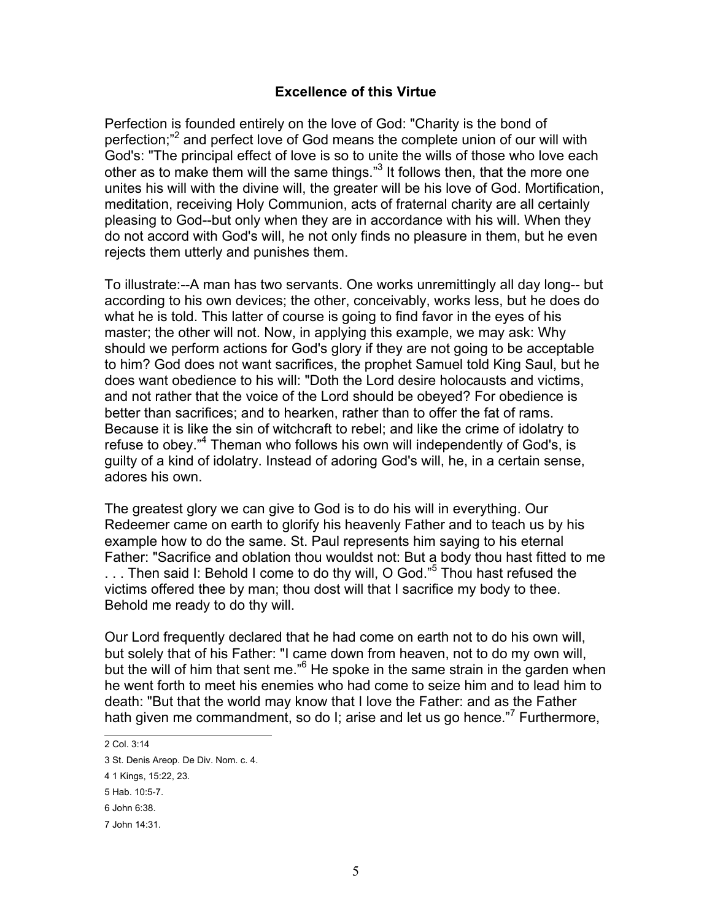### Excellence of this Virtue

Perfection is founded entirely on the love of God: "Charity is the bond of perfection;"[2] and perfect love of God means the complete union of our will with God's: "The principal effect of love is so to unite the wills of those who love each other as to make them will the same things."[3] It follows then, that the more one unites his will with the divine will, the greater will be his love of God. Mortification, meditation, receiving Holy Communion, acts of fraternal charity are all certainly pleasing to God--but only when they are in accordance with his will. When they do not accord with God's will, he not only finds no pleasure in them, but he even rejects them utterly and punishes them.

To illustrate:--A man has two servants. One works unremittingly all day long-- but according to his own devices; the other, conceivably, works less, but he does do what he is told. This latter of course is going to find favor in the eyes of his master; the other will not. Now, in applying this example, we may ask: Why should we perform actions for God's glory if they are not going to be acceptable to him? God does not want sacrifices, the prophet Samuel told King Saul, but he does want obedience to his will: "Doth the Lord desire holocausts and victims, and not rather that the voice of the Lord should be obeyed? For obedience is better than sacrifices; and to hearken, rather than to offer the fat of rams. Because it is like the sin of witchcraft to rebel; and like the crime of idolatry to refuse to obey."[4] Theman who follows his own will independently of God's, is guilty of a kind of idolatry. Instead of adoring God's will, he, in a certain sense, adores his own.

The greatest glory we can give to God is to do his will in everything. Our Redeemer came on earth to glorify his heavenly Father and to teach us by his example how to do the same. St. Paul represents him saying to his eternal Father: "Sacrifice and oblation thou wouldst not: But a body thou hast fitted to me . . . Then said I: Behold I come to do thy will, O God."[5] Thou hast refused the victims offered thee by man; thou dost will that I sacrifice my body to thee. Behold me ready to do thy will.

Our Lord frequently declared that he had come on earth not to do his own will, but solely that of his Father: "I came down from heaven, not to do my own will, but the will of him that sent me."[6] He spoke in the same strain in the garden when he went forth to meet his enemies who had come to seize him and to lead him to death: "But that the world may know that I love the Father: and as the Father hath given me commandment, so do I; arise and let us go hence."[7] Furthermore,

---

2 Col. 3:14

3 St. Denis Areop. De Div. Nom. c. 4.

4 1 Kings, 15:22, 23.

5 Hab. 10:5-7.

6 John 6:38.

7 John 14:31.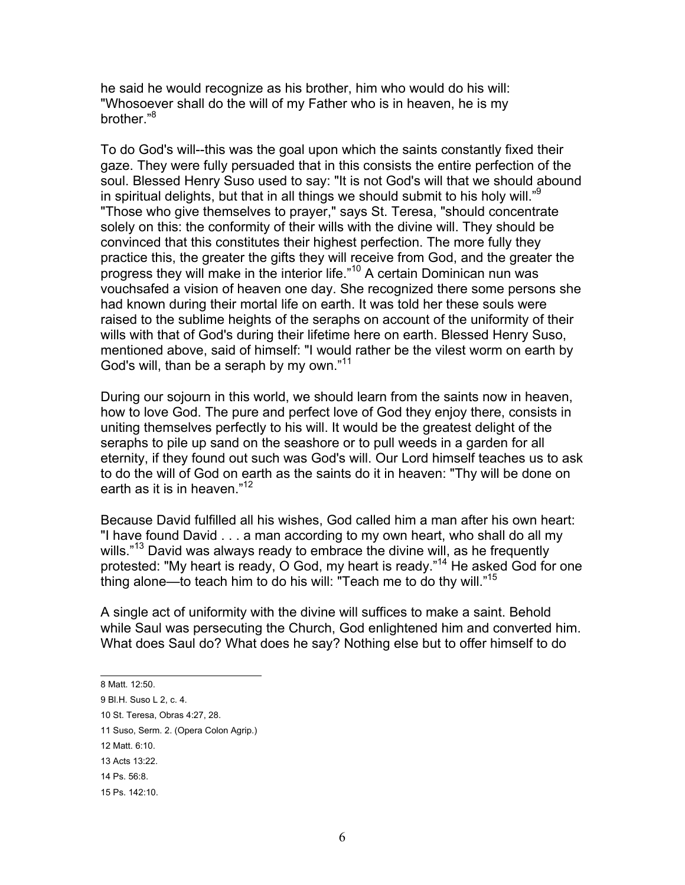he said he would recognize as his brother, him who would do his will: "Whosoever shall do the will of my Father who is in heaven, he is my brother."[8]

To do God's will--this was the goal upon which the saints constantly fixed their gaze. They were fully persuaded that in this consists the entire perfection of the soul. Blessed Henry Suso used to say: "It is not God's will that we should abound in spiritual delights, but that in all things we should submit to his holy will."[9] "Those who give themselves to prayer," says St. Teresa, "should concentrate solely on this: the conformity of their wills with the divine will. They should be convinced that this constitutes their highest perfection. The more fully they practice this, the greater the gifts they will receive from God, and the greater the progress they will make in the interior life."[10] A certain Dominican nun was vouchsafed a vision of heaven one day. She recognized there some persons she had known during their mortal life on earth. It was told her these souls were raised to the sublime heights of the seraphs on account of the uniformity of their wills with that of God's during their lifetime here on earth. Blessed Henry Suso, mentioned above, said of himself: "I would rather be the vilest worm on earth by God's will, than be a seraph by my own."[11]

During our sojourn in this world, we should learn from the saints now in heaven, how to love God. The pure and perfect love of God they enjoy there, consists in uniting themselves perfectly to his will. It would be the greatest delight of the seraphs to pile up sand on the seashore or to pull weeds in a garden for all eternity, if they found out such was God's will. Our Lord himself teaches us to ask to do the will of God on earth as the saints do it in heaven: "Thy will be done on earth as it is in heaven."[12]

Because David fulfilled all his wishes, God called him a man after his own heart: "I have found David . . . a man according to my own heart, who shall do all my wills."[13] David was always ready to embrace the divine will, as he frequently protested: "My heart is ready, O God, my heart is ready."[14] He asked God for one thing alone—to teach him to do his will: "Teach me to do thy will."[15]

A single act of uniformity with the divine will suffices to make a saint. Behold while Saul was persecuting the Church, God enlightened him and converted him. What does Saul do? What does he say? Nothing else but to offer himself to do

---

8 Matt. 12:50.

9 Bl.H. Suso L 2, c. 4.

10 St. Teresa, Obras 4:27, 28.

11 Suso, Serm. 2. (Opera Colon Agrip.)

12 Matt. 6:10.

13 Acts 13:22.

14 Ps. 56:8.

15 Ps. 142:10.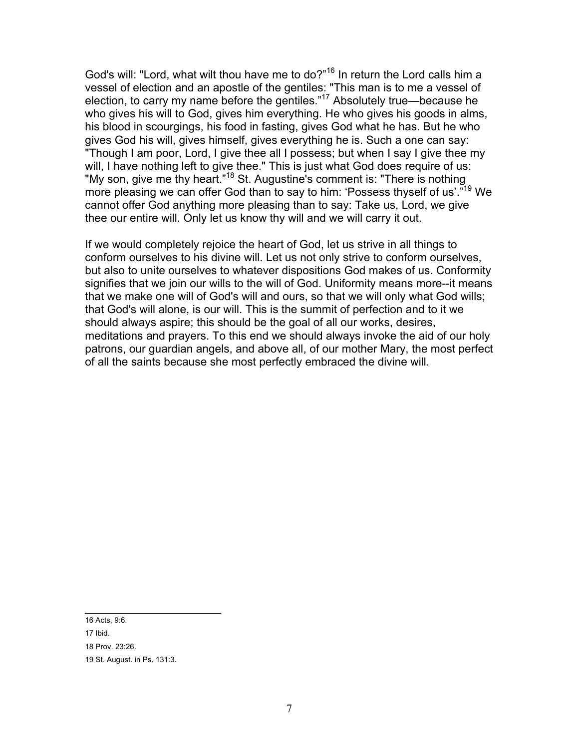God's will: "Lord, what wilt thou have me to do?"[16] In return the Lord calls him a vessel of election and an apostle of the gentiles: "This man is to me a vessel of election, to carry my name before the gentiles."[17] Absolutely true—because he who gives his will to God, gives him everything. He who gives his goods in alms, his blood in scourgings, his food in fasting, gives God what he has. But he who gives God his will, gives himself, gives everything he is. Such a one can say: "Though I am poor, Lord, I give thee all I possess; but when I say I give thee my will, I have nothing left to give thee." This is just what God does require of us: "My son, give me thy heart."[18] St. Augustine's comment is: "There is nothing more pleasing we can offer God than to say to him: 'Possess thyself of us'."[19] We cannot offer God anything more pleasing than to say: Take us, Lord, we give thee our entire will. Only let us know thy will and we will carry it out.

If we would completely rejoice the heart of God, let us strive in all things to conform ourselves to his divine will. Let us not only strive to conform ourselves, but also to unite ourselves to whatever dispositions God makes of us. Conformity signifies that we join our wills to the will of God. Uniformity means more--it means that we make one will of God's will and ours, so that we will only what God wills; that God's will alone, is our will. This is the summit of perfection and to it we should always aspire; this should be the goal of all our works, desires, meditations and prayers. To this end we should always invoke the aid of our holy patrons, our guardian angels, and above all, of our mother Mary, the most perfect of all the saints because she most perfectly embraced the divine will.

---

16 Acts, 9:6.

17 Ibid.

18 Prov. 23:26.

19 St. August. in Ps. 131:3.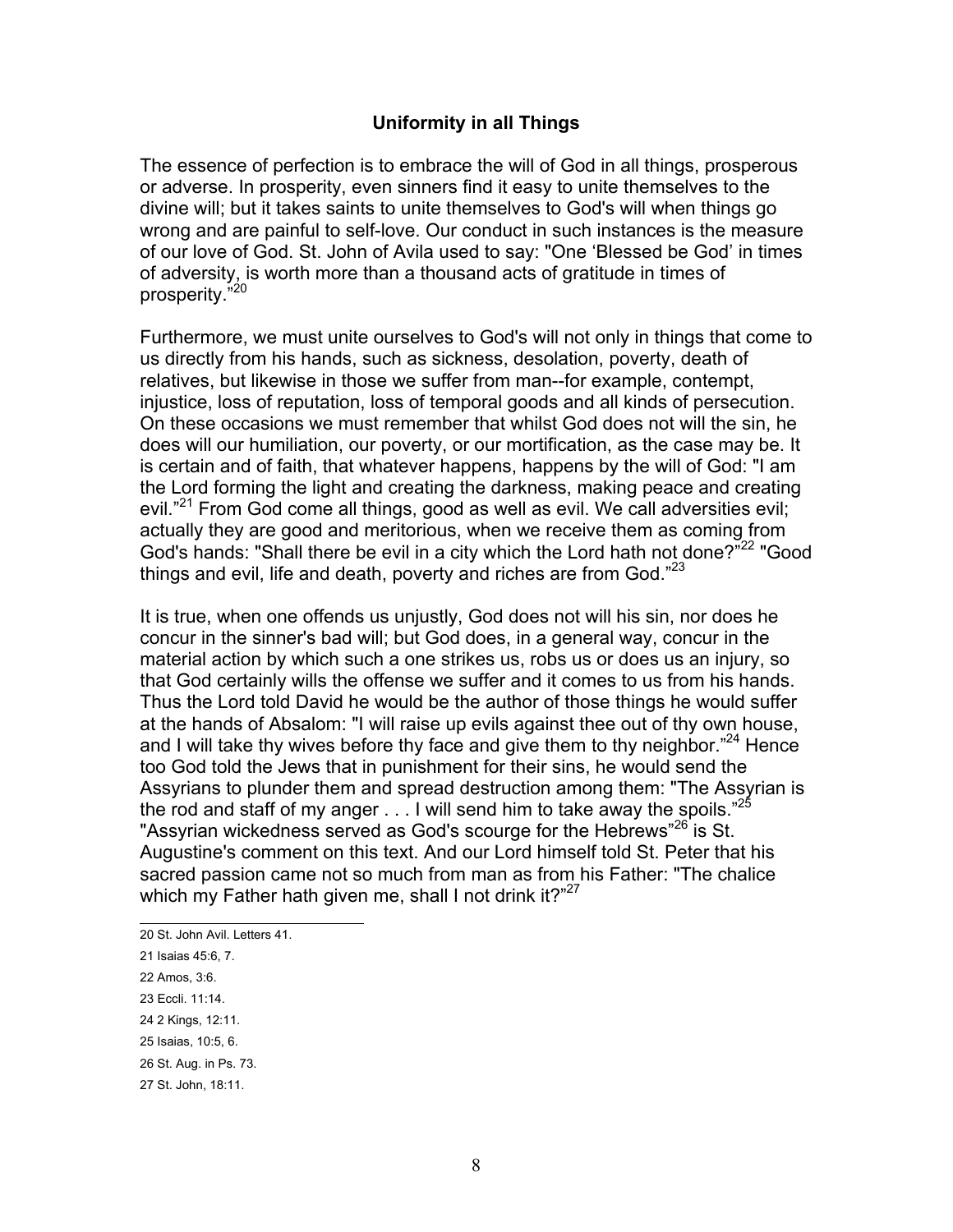### Uniformity in all Things

The essence of perfection is to embrace the will of God in all things, prosperous or adverse. In prosperity, even sinners find it easy to unite themselves to the divine will; but it takes saints to unite themselves to God's will when things go wrong and are painful to self-love. Our conduct in such instances is the measure of our love of God. St. John of Avila used to say: "One 'Blessed be God' in times of adversity, is worth more than a thousand acts of gratitude in times of prosperity."[20]

Furthermore, we must unite ourselves to God's will not only in things that come to us directly from his hands, such as sickness, desolation, poverty, death of relatives, but likewise in those we suffer from man--for example, contempt, injustice, loss of reputation, loss of temporal goods and all kinds of persecution. On these occasions we must remember that whilst God does not will the sin, he does will our humiliation, our poverty, or our mortification, as the case may be. It is certain and of faith, that whatever happens, happens by the will of God: "I am the Lord forming the light and creating the darkness, making peace and creating evil."[21] From God come all things, good as well as evil. We call adversities evil; actually they are good and meritorious, when we receive them as coming from God's hands: "Shall there be evil in a city which the Lord hath not done?"[22] "Good things and evil, life and death, poverty and riches are from God."[23]

It is true, when one offends us unjustly, God does not will his sin, nor does he concur in the sinner's bad will; but God does, in a general way, concur in the material action by which such a one strikes us, robs us or does us an injury, so that God certainly wills the offense we suffer and it comes to us from his hands. Thus the Lord told David he would be the author of those things he would suffer at the hands of Absalom: "I will raise up evils against thee out of thy own house, and I will take thy wives before thy face and give them to thy neighbor."[24] Hence too God told the Jews that in punishment for their sins, he would send the Assyrians to plunder them and spread destruction among them: "The Assyrian is the rod and staff of my anger . . . I will send him to take away the spoils."[25] "Assyrian wickedness served as God's scourge for the Hebrews"[26] is St. Augustine's comment on this text. And our Lord himself told St. Peter that his sacred passion came not so much from man as from his Father: "The chalice which my Father hath given me, shall I not drink it?"[27]

---

20 St. John Avil. Letters 41.

21 Isaias 45:6, 7.

22 Amos, 3:6.

23 Eccli. 11:14.

24 2 Kings, 12:11.

25 Isaias, 10:5, 6.

26 St. Aug. in Ps. 73.

27 St. John, 18:11.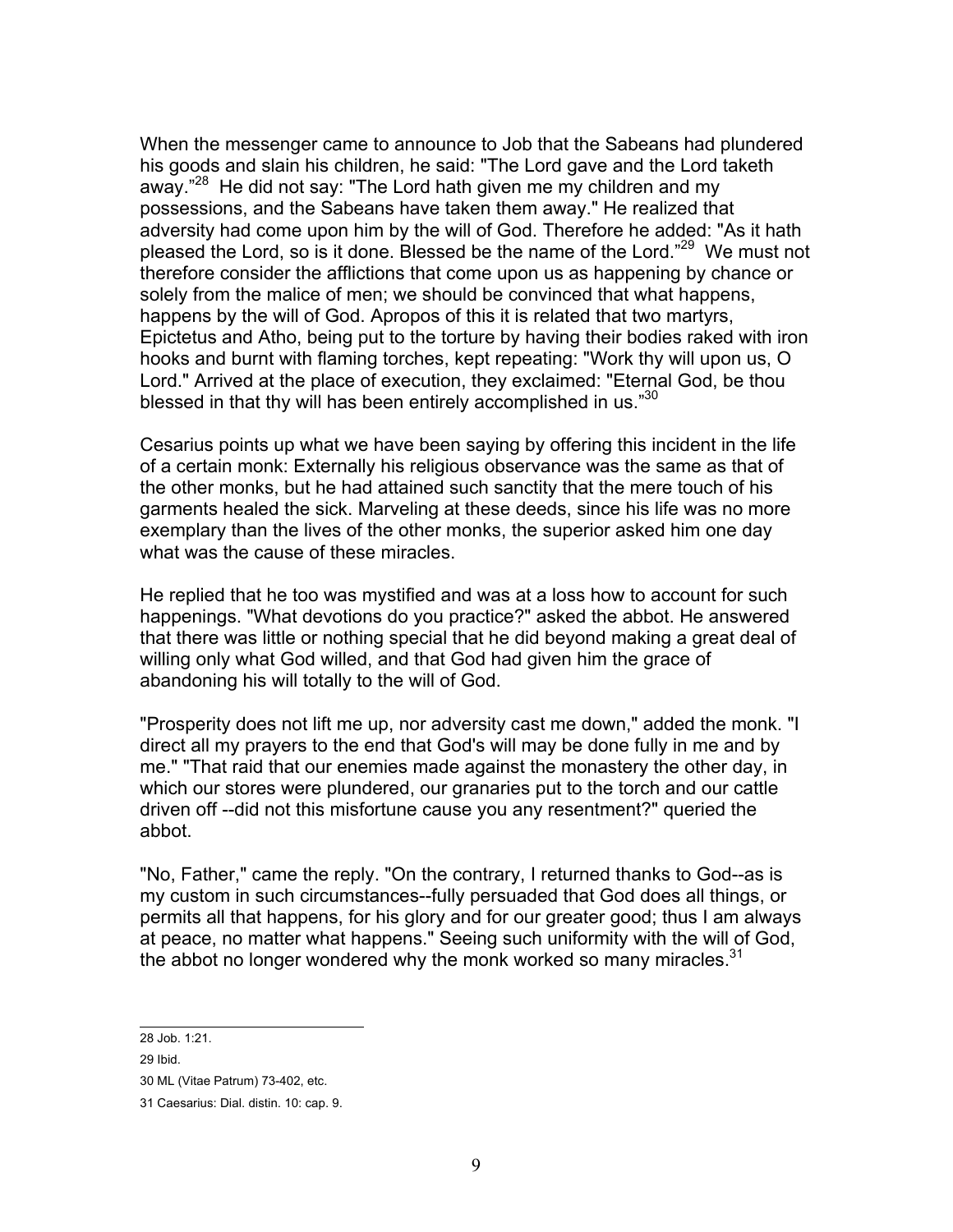When the messenger came to announce to Job that the Sabeans had plundered his goods and slain his children, he said: "The Lord gave and the Lord taketh away."[28] He did not say: "The Lord hath given me my children and my possessions, and the Sabeans have taken them away." He realized that adversity had come upon him by the will of God. Therefore he added: "As it hath pleased the Lord, so is it done. Blessed be the name of the Lord."[29] We must not therefore consider the afflictions that come upon us as happening by chance or solely from the malice of men; we should be convinced that what happens, happens by the will of God. Apropos of this it is related that two martyrs, Epictetus and Atho, being put to the torture by having their bodies raked with iron hooks and burnt with flaming torches, kept repeating: "Work thy will upon us, O Lord." Arrived at the place of execution, they exclaimed: "Eternal God, be thou blessed in that thy will has been entirely accomplished in us."[30]

Cesarius points up what we have been saying by offering this incident in the life of a certain monk: Externally his religious observance was the same as that of the other monks, but he had attained such sanctity that the mere touch of his garments healed the sick. Marveling at these deeds, since his life was no more exemplary than the lives of the other monks, the superior asked him one day what was the cause of these miracles.

He replied that he too was mystified and was at a loss how to account for such happenings. "What devotions do you practice?" asked the abbot. He answered that there was little or nothing special that he did beyond making a great deal of willing only what God willed, and that God had given him the grace of abandoning his will totally to the will of God.

"Prosperity does not lift me up, nor adversity cast me down," added the monk. "I direct all my prayers to the end that God's will may be done fully in me and by me." "That raid that our enemies made against the monastery the other day, in which our stores were plundered, our granaries put to the torch and our cattle driven off --did not this misfortune cause you any resentment?" queried the abbot.

"No, Father," came the reply. "On the contrary, I returned thanks to God--as is my custom in such circumstances--fully persuaded that God does all things, or permits all that happens, for his glory and for our greater good; thus I am always at peace, no matter what happens." Seeing such uniformity with the will of God, the abbot no longer wondered why the monk worked so many miracles.[31]

---

28 Job. 1:21.

29 Ibid.

30 ML (Vitae Patrum) 73-402, etc.

31 Caesarius: Dial. distin. 10: cap. 9.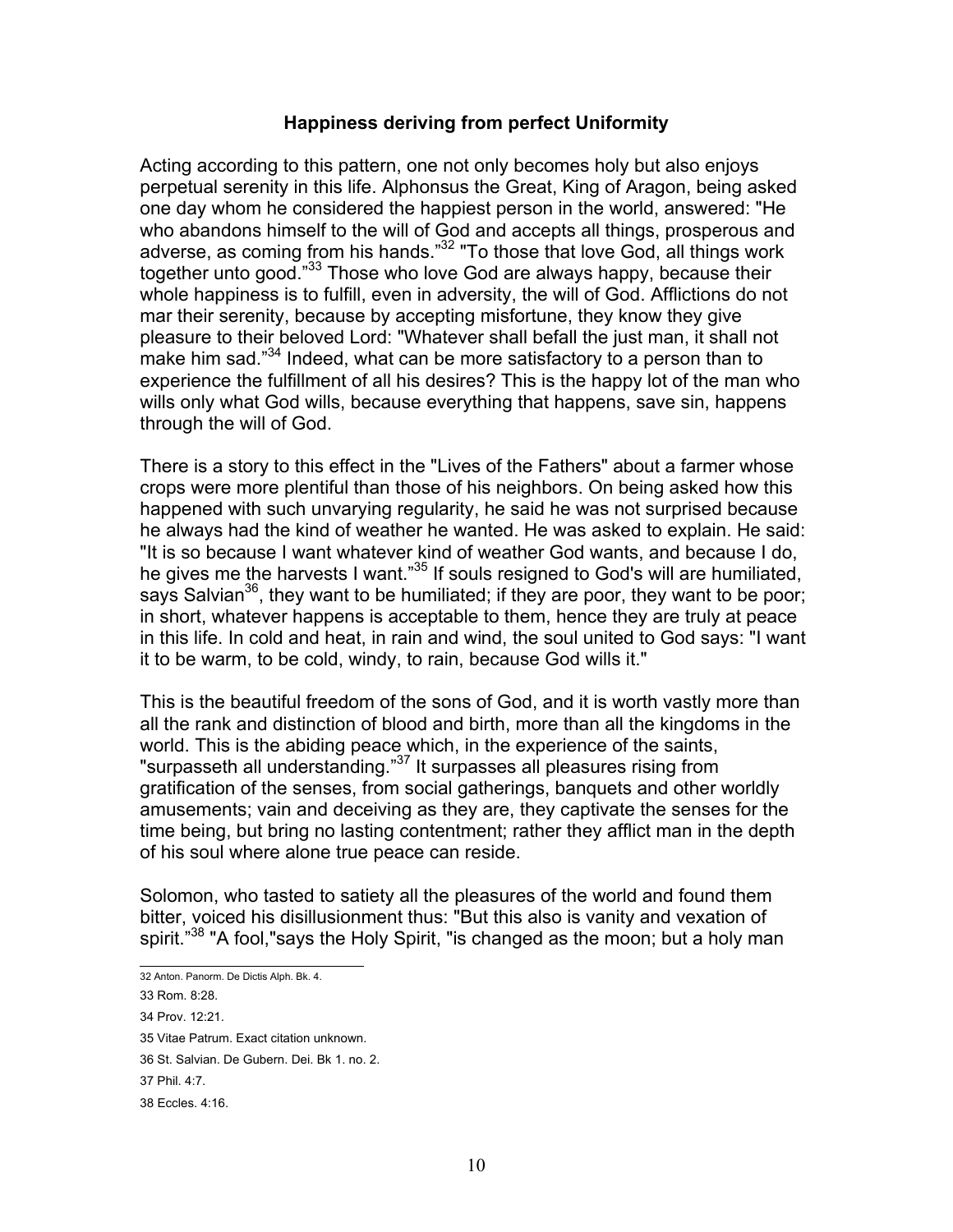### Happiness deriving from perfect Uniformity

Acting according to this pattern, one not only becomes holy but also enjoys perpetual serenity in this life. Alphonsus the Great, King of Aragon, being asked one day whom he considered the happiest person in the world, answered: "He who abandons himself to the will of God and accepts all things, prosperous and adverse, as coming from his hands."[32] "To those that love God, all things work together unto good."[33] Those who love God are always happy, because their whole happiness is to fulfill, even in adversity, the will of God. Afflictions do not mar their serenity, because by accepting misfortune, they know they give pleasure to their beloved Lord: "Whatever shall befall the just man, it shall not make him sad."[34] Indeed, what can be more satisfactory to a person than to experience the fulfillment of all his desires? This is the happy lot of the man who wills only what God wills, because everything that happens, save sin, happens through the will of God.

There is a story to this effect in the "Lives of the Fathers" about a farmer whose crops were more plentiful than those of his neighbors. On being asked how this happened with such unvarying regularity, he said he was not surprised because he always had the kind of weather he wanted. He was asked to explain. He said: "It is so because I want whatever kind of weather God wants, and because I do, he gives me the harvests I want."[35] If souls resigned to God's will are humiliated, says Salvian[36], they want to be humiliated; if they are poor, they want to be poor; in short, whatever happens is acceptable to them, hence they are truly at peace in this life. In cold and heat, in rain and wind, the soul united to God says: "I want it to be warm, to be cold, windy, to rain, because God wills it."

This is the beautiful freedom of the sons of God, and it is worth vastly more than all the rank and distinction of blood and birth, more than all the kingdoms in the world. This is the abiding peace which, in the experience of the saints, "surpasseth all understanding."[37] It surpasses all pleasures rising from gratification of the senses, from social gatherings, banquets and other worldly amusements; vain and deceiving as they are, they captivate the senses for the time being, but bring no lasting contentment; rather they afflict man in the depth of his soul where alone true peace can reside.

Solomon, who tasted to satiety all the pleasures of the world and found them bitter, voiced his disillusionment thus: "But this also is vanity and vexation of spirit."[38] "A fool,"says the Holy Spirit, "is changed as the moon; but a holy man

---

32 Anton. Panorm. De Dictis Alph. Bk. 4.

33 Rom. 8:28.

34 Prov. 12:21.

35 Vitae Patrum. Exact citation unknown.

36 St. Salvian. De Gubern. Dei. Bk 1. no. 2.

37 Phil. 4:7.

38 Eccles. 4:16.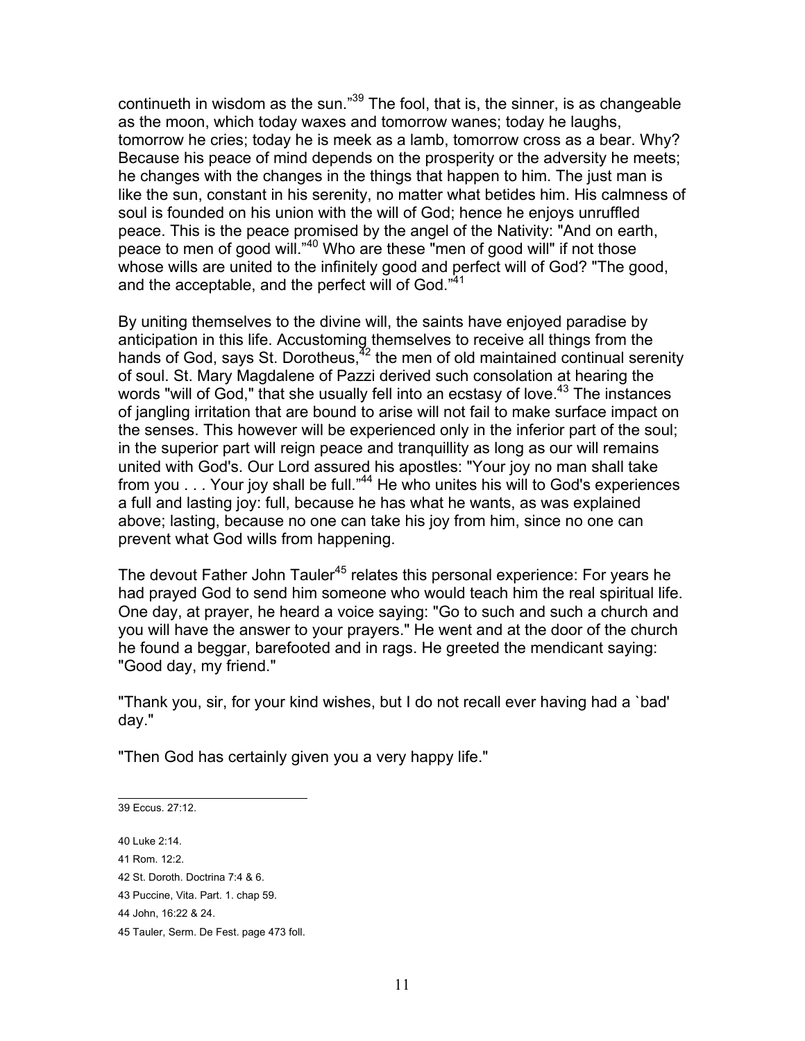continueth in wisdom as the sun."[39] The fool, that is, the sinner, is as changeable as the moon, which today waxes and tomorrow wanes; today he laughs, tomorrow he cries; today he is meek as a lamb, tomorrow cross as a bear. Why? Because his peace of mind depends on the prosperity or the adversity he meets; he changes with the changes in the things that happen to him. The just man is like the sun, constant in his serenity, no matter what betides him. His calmness of soul is founded on his union with the will of God; hence he enjoys unruffled peace. This is the peace promised by the angel of the Nativity: "And on earth, peace to men of good will."[40] Who are these "men of good will" if not those whose wills are united to the infinitely good and perfect will of God? "The good, and the acceptable, and the perfect will of God."[41]

By uniting themselves to the divine will, the saints have enjoyed paradise by anticipation in this life. Accustoming themselves to receive all things from the hands of God, says St. Dorotheus,[42] the men of old maintained continual serenity of soul. St. Mary Magdalene of Pazzi derived such consolation at hearing the words "will of God," that she usually fell into an ecstasy of love.[43] The instances of jangling irritation that are bound to arise will not fail to make surface impact on the senses. This however will be experienced only in the inferior part of the soul; in the superior part will reign peace and tranquillity as long as our will remains united with God's. Our Lord assured his apostles: "Your joy no man shall take from you . . . Your joy shall be full."[44] He who unites his will to God's experiences a full and lasting joy: full, because he has what he wants, as was explained above; lasting, because no one can take his joy from him, since no one can prevent what God wills from happening.

The devout Father John Tauler[45] relates this personal experience: For years he had prayed God to send him someone who would teach him the real spiritual life. One day, at prayer, he heard a voice saying: "Go to such and such a church and you will have the answer to your prayers." He went and at the door of the church he found a beggar, barefooted and in rags. He greeted the mendicant saying: "Good day, my friend."

"Thank you, sir, for your kind wishes, but I do not recall ever having had a `bad' day."

"Then God has certainly given you a very happy life."

---

39 Eccus. 27:12.

40 Luke 2:14.

41 Rom. 12:2.

42 St. Doroth. Doctrina 7:4 & 6.

43 Puccine, Vita. Part. 1. chap 59.

44 John, 16:22 & 24.

45 Tauler, Serm. De Fest. page 473 foll.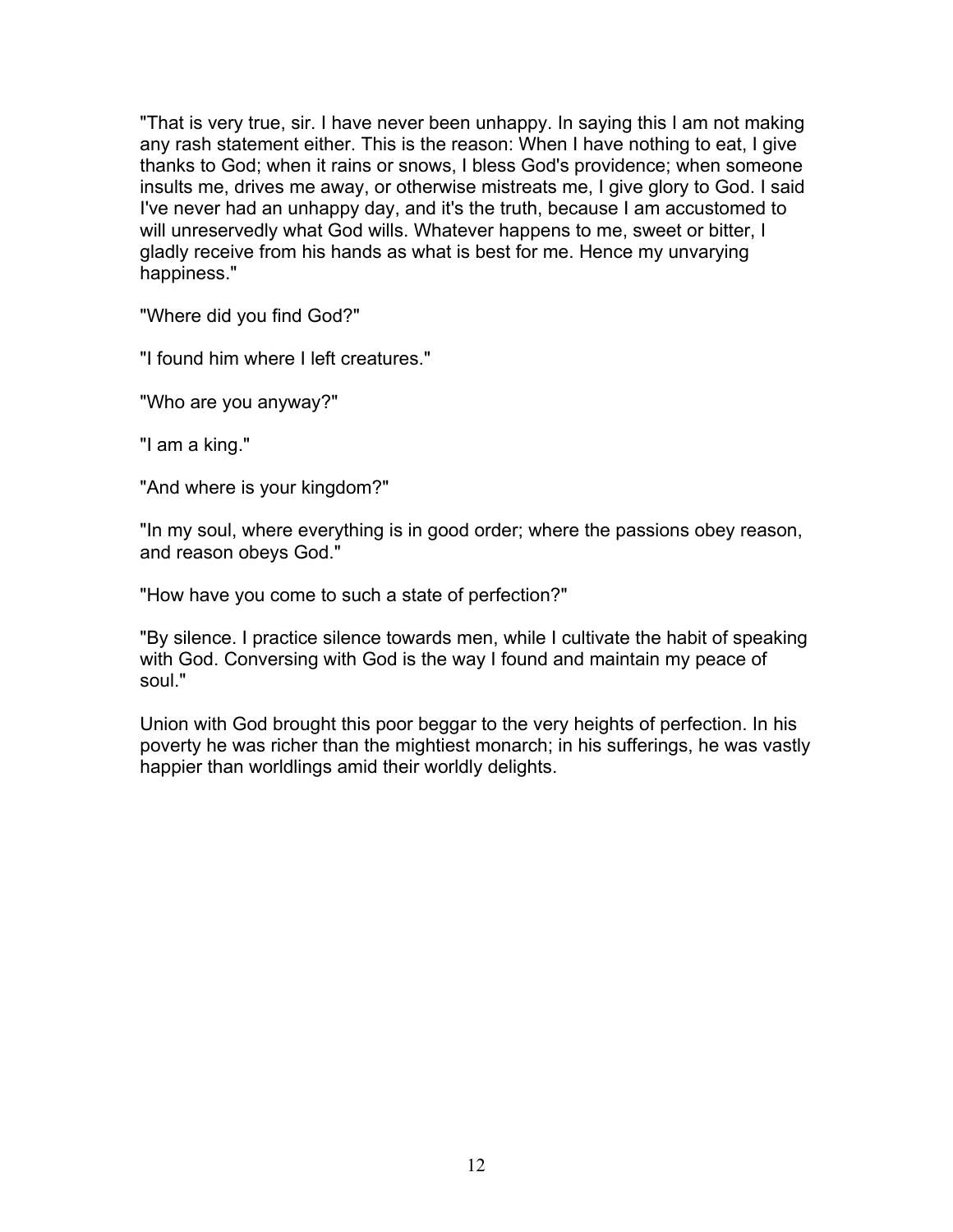"That is very true, sir. I have never been unhappy. In saying this I am not making any rash statement either. This is the reason: When I have nothing to eat, I give thanks to God; when it rains or snows, I bless God's providence; when someone insults me, drives me away, or otherwise mistreats me, I give glory to God. I said I've never had an unhappy day, and it's the truth, because I am accustomed to will unreservedly what God wills. Whatever happens to me, sweet or bitter, I gladly receive from his hands as what is best for me. Hence my unvarying happiness."

"Where did you find God?"

"I found him where I left creatures."

"Who are you anyway?"

"I am a king."

"And where is your kingdom?"

"In my soul, where everything is in good order; where the passions obey reason, and reason obeys God."

"How have you come to such a state of perfection?"

"By silence. I practice silence towards men, while I cultivate the habit of speaking with God. Conversing with God is the way I found and maintain my peace of soul."

Union with God brought this poor beggar to the very heights of perfection. In his poverty he was richer than the mightiest monarch; in his sufferings, he was vastly happier than worldlings amid their worldly delights.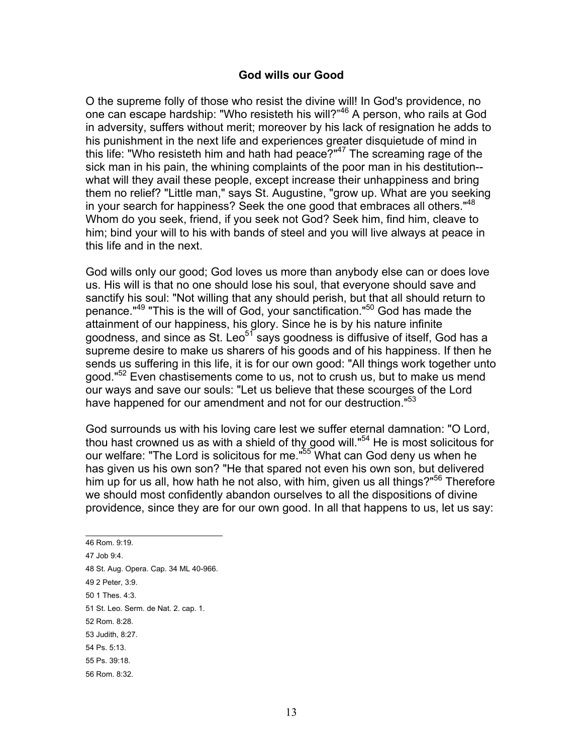## God wills our Good

O the supreme folly of those who resist the divine will! In God's providence, no one can escape hardship: "Who resisteth his will?"[46] A person, who rails at God in adversity, suffers without merit; moreover by his lack of resignation he adds to his punishment in the next life and experiences greater disquietude of mind in this life: "Who resisteth him and hath had peace?"[47] The screaming rage of the sick man in his pain, the whining complaints of the poor man in his destitution--what will they avail these people, except increase their unhappiness and bring them no relief? "Little man," says St. Augustine, "grow up. What are you seeking in your search for happiness? Seek the one good that embraces all others."[48] Whom do you seek, friend, if you seek not God? Seek him, find him, cleave to him; bind your will to his with bands of steel and you will live always at peace in this life and in the next.

God wills only our good; God loves us more than anybody else can or does love us. His will is that no one should lose his soul, that everyone should save and sanctify his soul: "Not willing that any should perish, but that all should return to penance."[49] "This is the will of God, your sanctification."[50] God has made the attainment of our happiness, his glory. Since he is by his nature infinite goodness, and since as St. Leo[51] says goodness is diffusive of itself, God has a supreme desire to make us sharers of his goods and of his happiness. If then he sends us suffering in this life, it is for our own good: "All things work together unto good."[52] Even chastisements come to us, not to crush us, but to make us mend our ways and save our souls: "Let us believe that these scourges of the Lord have happened for our amendment and not for our destruction."[53]

God surrounds us with his loving care lest we suffer eternal damnation: "O Lord, thou hast crowned us as with a shield of thy good will."[54] He is most solicitous for our welfare: "The Lord is solicitous for me."[55] What can God deny us when he has given us his own son? "He that spared not even his own son, but delivered him up for us all, how hath he not also, with him, given us all things?"[56] Therefore we should most confidently abandon ourselves to all the dispositions of divine providence, since they are for our own good. In all that happens to us, let us say:

---

46 Rom. 9:19.

47 Job 9:4.

48 St. Aug. Opera. Cap. 34 ML 40-966.

49 2 Peter, 3:9.

50 1 Thes. 4:3.

51 St. Leo. Serm. de Nat. 2. cap. 1.

52 Rom. 8:28.

53 Judith, 8:27.

54 Ps. 5:13.

55 Ps. 39:18.

56 Rom. 8:32.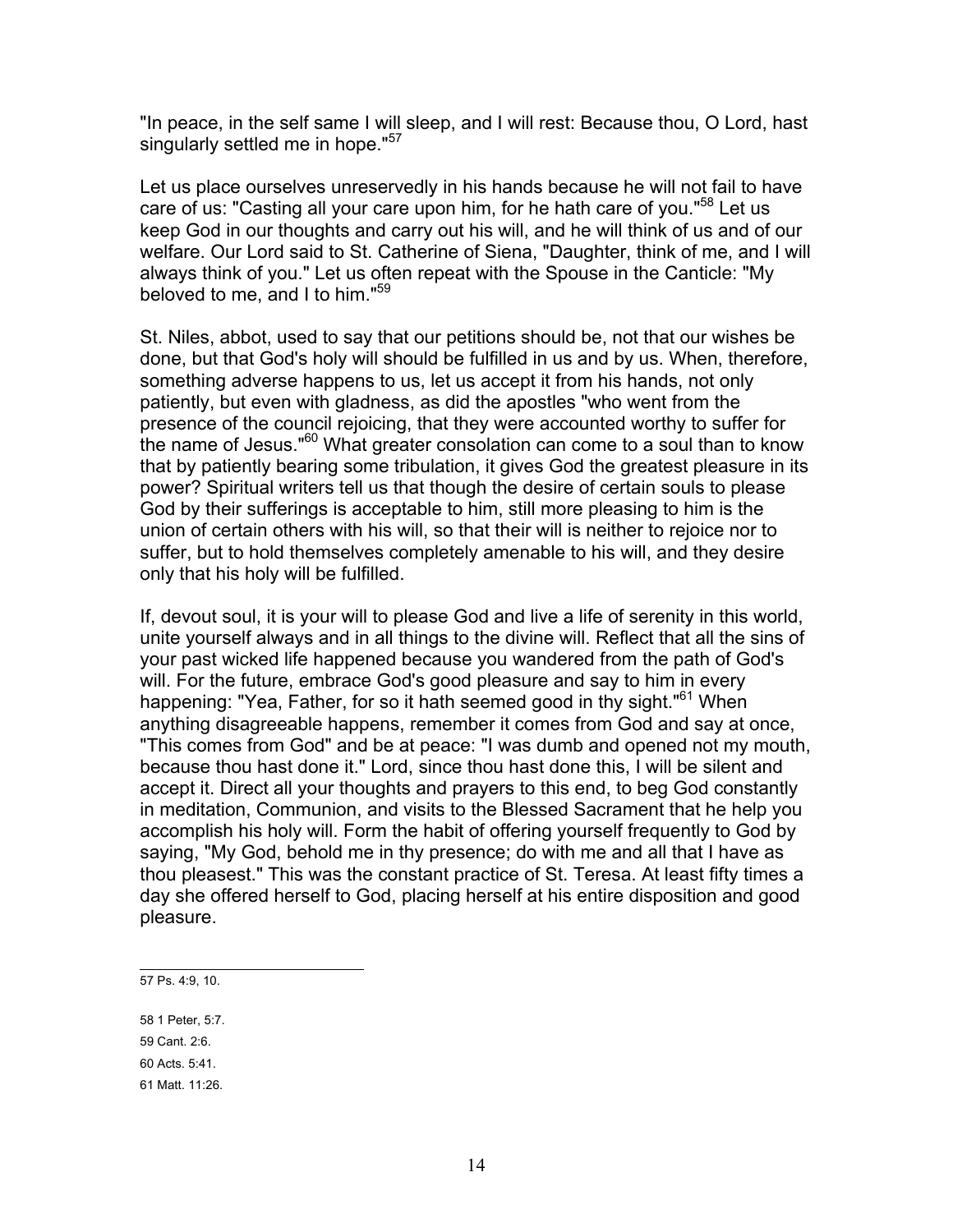"In peace, in the self same I will sleep, and I will rest: Because thou, O Lord, hast singularly settled me in hope."[57]

Let us place ourselves unreservedly in his hands because he will not fail to have care of us: "Casting all your care upon him, for he hath care of you."[58] Let us keep God in our thoughts and carry out his will, and he will think of us and of our welfare. Our Lord said to St. Catherine of Siena, "Daughter, think of me, and I will always think of you." Let us often repeat with the Spouse in the Canticle: "My beloved to me, and I to him."[59]

St. Niles, abbot, used to say that our petitions should be, not that our wishes be done, but that God's holy will should be fulfilled in us and by us. When, therefore, something adverse happens to us, let us accept it from his hands, not only patiently, but even with gladness, as did the apostles "who went from the presence of the council rejoicing, that they were accounted worthy to suffer for the name of Jesus."[60] What greater consolation can come to a soul than to know that by patiently bearing some tribulation, it gives God the greatest pleasure in its power? Spiritual writers tell us that though the desire of certain souls to please God by their sufferings is acceptable to him, still more pleasing to him is the union of certain others with his will, so that their will is neither to rejoice nor to suffer, but to hold themselves completely amenable to his will, and they desire only that his holy will be fulfilled.

If, devout soul, it is your will to please God and live a life of serenity in this world, unite yourself always and in all things to the divine will. Reflect that all the sins of your past wicked life happened because you wandered from the path of God's will. For the future, embrace God's good pleasure and say to him in every happening: "Yea, Father, for so it hath seemed good in thy sight."[61] When anything disagreeable happens, remember it comes from God and say at once, "This comes from God" and be at peace: "I was dumb and opened not my mouth, because thou hast done it." Lord, since thou hast done this, I will be silent and accept it. Direct all your thoughts and prayers to this end, to beg God constantly in meditation, Communion, and visits to the Blessed Sacrament that he help you accomplish his holy will. Form the habit of offering yourself frequently to God by saying, "My God, behold me in thy presence; do with me and all that I have as thou pleasest." This was the constant practice of St. Teresa. At least fifty times a day she offered herself to God, placing herself at his entire disposition and good pleasure.

---

57 Ps. 4:9, 10.

58 1 Peter, 5:7.

59 Cant. 2:6.

60 Acts. 5:41.

61 Matt. 11:26.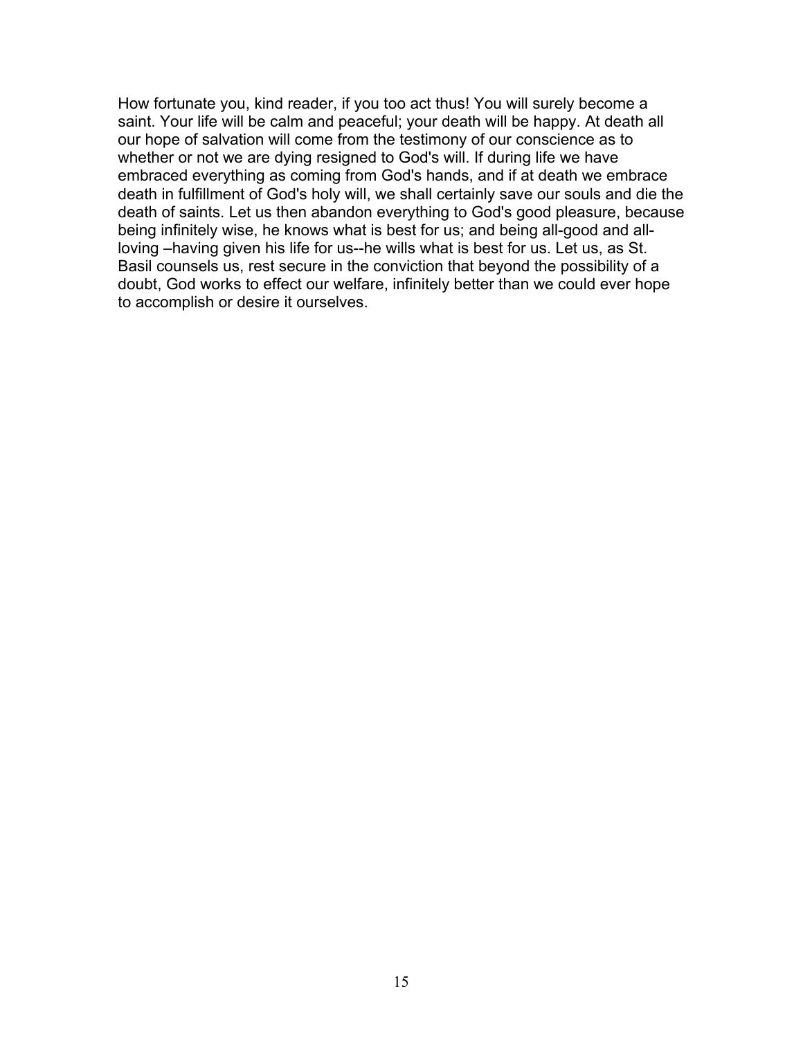How fortunate you, kind reader, if you too act thus! You will surely become a saint. Your life will be calm and peaceful; your death will be happy. At death all our hope of salvation will come from the testimony of our conscience as to whether or not we are dying resigned to God's will. If during life we have embraced everything as coming from God's hands, and if at death we embrace death in fulfillment of God's holy will, we shall certainly save our souls and die the death of saints. Let us then abandon everything to God's good pleasure, because being infinitely wise, he knows what is best for us; and being all-good and all-loving –having given his life for us--he wills what is best for us. Let us, as St. Basil counsels us, rest secure in the conviction that beyond the possibility of a doubt, God works to effect our welfare, infinitely better than we could ever hope to accomplish or desire it ourselves.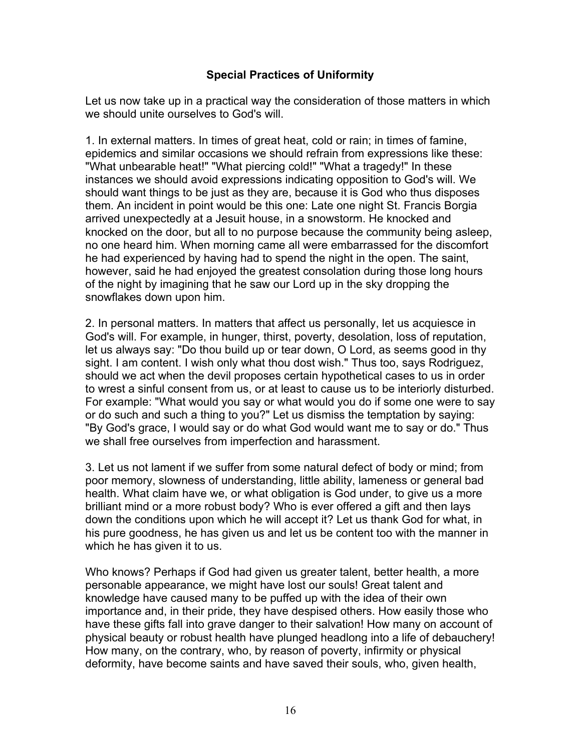## Special Practices of Uniformity

Let us now take up in a practical way the consideration of those matters in which we should unite ourselves to God's will.

1. In external matters. In times of great heat, cold or rain; in times of famine, epidemics and similar occasions we should refrain from expressions like these: "What unbearable heat!" "What piercing cold!" "What a tragedy!" In these instances we should avoid expressions indicating opposition to God's will. We should want things to be just as they are, because it is God who thus disposes them. An incident in point would be this one: Late one night St. Francis Borgia arrived unexpectedly at a Jesuit house, in a snowstorm. He knocked and knocked on the door, but all to no purpose because the community being asleep, no one heard him. When morning came all were embarrassed for the discomfort he had experienced by having had to spend the night in the open. The saint, however, said he had enjoyed the greatest consolation during those long hours of the night by imagining that he saw our Lord up in the sky dropping the snowflakes down upon him.

2. In personal matters. In matters that affect us personally, let us acquiesce in God's will. For example, in hunger, thirst, poverty, desolation, loss of reputation, let us always say: "Do thou build up or tear down, O Lord, as seems good in thy sight. I am content. I wish only what thou dost wish." Thus too, says Rodriguez, should we act when the devil proposes certain hypothetical cases to us in order to wrest a sinful consent from us, or at least to cause us to be interiorly disturbed. For example: "What would you say or what would you do if some one were to say or do such and such a thing to you?" Let us dismiss the temptation by saying: "By God's grace, I would say or do what God would want me to say or do." Thus we shall free ourselves from imperfection and harassment.

3. Let us not lament if we suffer from some natural defect of body or mind; from poor memory, slowness of understanding, little ability, lameness or general bad health. What claim have we, or what obligation is God under, to give us a more brilliant mind or a more robust body? Who is ever offered a gift and then lays down the conditions upon which he will accept it? Let us thank God for what, in his pure goodness, he has given us and let us be content too with the manner in which he has given it to us.

Who knows? Perhaps if God had given us greater talent, better health, a more personable appearance, we might have lost our souls! Great talent and knowledge have caused many to be puffed up with the idea of their own importance and, in their pride, they have despised others. How easily those who have these gifts fall into grave danger to their salvation! How many on account of physical beauty or robust health have plunged headlong into a life of debauchery! How many, on the contrary, who, by reason of poverty, infirmity or physical deformity, have become saints and have saved their souls, who, given health,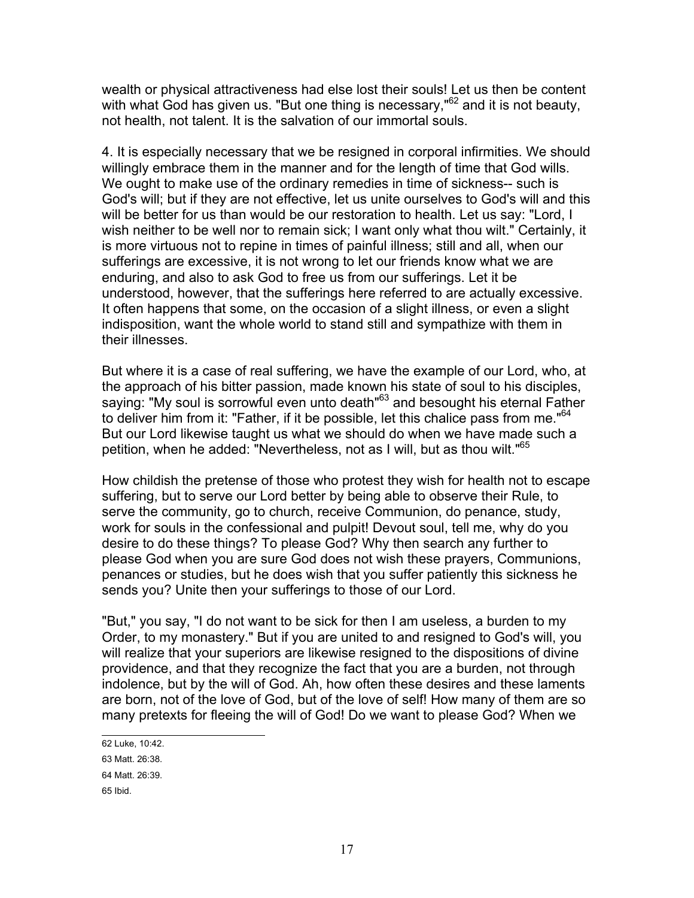wealth or physical attractiveness had else lost their souls! Let us then be content with what God has given us. "But one thing is necessary,"[62] and it is not beauty, not health, not talent. It is the salvation of our immortal souls.

4. It is especially necessary that we be resigned in corporal infirmities. We should willingly embrace them in the manner and for the length of time that God wills. We ought to make use of the ordinary remedies in time of sickness-- such is God's will; but if they are not effective, let us unite ourselves to God's will and this will be better for us than would be our restoration to health. Let us say: "Lord, I wish neither to be well nor to remain sick; I want only what thou wilt." Certainly, it is more virtuous not to repine in times of painful illness; still and all, when our sufferings are excessive, it is not wrong to let our friends know what we are enduring, and also to ask God to free us from our sufferings. Let it be understood, however, that the sufferings here referred to are actually excessive. It often happens that some, on the occasion of a slight illness, or even a slight indisposition, want the whole world to stand still and sympathize with them in their illnesses.

But where it is a case of real suffering, we have the example of our Lord, who, at the approach of his bitter passion, made known his state of soul to his disciples, saying: "My soul is sorrowful even unto death"[63] and besought his eternal Father to deliver him from it: "Father, if it be possible, let this chalice pass from me."[64] But our Lord likewise taught us what we should do when we have made such a petition, when he added: "Nevertheless, not as I will, but as thou wilt."[65]

How childish the pretense of those who protest they wish for health not to escape suffering, but to serve our Lord better by being able to observe their Rule, to serve the community, go to church, receive Communion, do penance, study, work for souls in the confessional and pulpit! Devout soul, tell me, why do you desire to do these things? To please God? Why then search any further to please God when you are sure God does not wish these prayers, Communions, penances or studies, but he does wish that you suffer patiently this sickness he sends you? Unite then your sufferings to those of our Lord.

"But," you say, "I do not want to be sick for then I am useless, a burden to my Order, to my monastery." But if you are united to and resigned to God's will, you will realize that your superiors are likewise resigned to the dispositions of divine providence, and that they recognize the fact that you are a burden, not through indolence, but by the will of God. Ah, how often these desires and these laments are born, not of the love of God, but of the love of self! How many of them are so many pretexts for fleeing the will of God! Do we want to please God? When we

---

62 Luke, 10:42.

63 Matt. 26:38.

64 Matt. 26:39.

65 Ibid.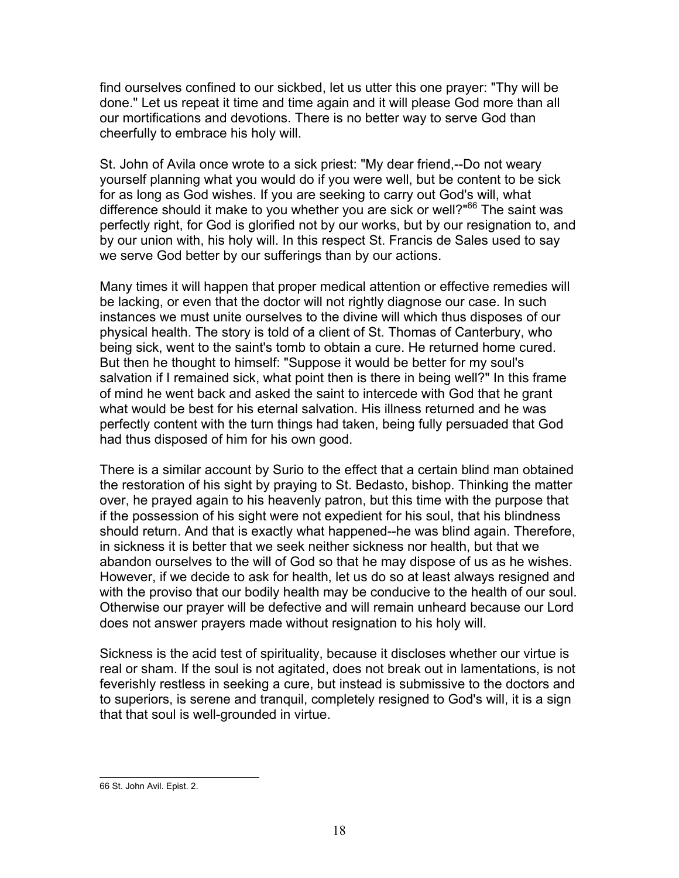find ourselves confined to our sickbed, let us utter this one prayer: "Thy will be done." Let us repeat it time and time again and it will please God more than all our mortifications and devotions. There is no better way to serve God than cheerfully to embrace his holy will.

St. John of Avila once wrote to a sick priest: "My dear friend,--Do not weary yourself planning what you would do if you were well, but be content to be sick for as long as God wishes. If you are seeking to carry out God's will, what difference should it make to you whether you are sick or well?"[66] The saint was perfectly right, for God is glorified not by our works, but by our resignation to, and by our union with, his holy will. In this respect St. Francis de Sales used to say we serve God better by our sufferings than by our actions.

Many times it will happen that proper medical attention or effective remedies will be lacking, or even that the doctor will not rightly diagnose our case. In such instances we must unite ourselves to the divine will which thus disposes of our physical health. The story is told of a client of St. Thomas of Canterbury, who being sick, went to the saint's tomb to obtain a cure. He returned home cured. But then he thought to himself: "Suppose it would be better for my soul's salvation if I remained sick, what point then is there in being well?" In this frame of mind he went back and asked the saint to intercede with God that he grant what would be best for his eternal salvation. His illness returned and he was perfectly content with the turn things had taken, being fully persuaded that God had thus disposed of him for his own good.

There is a similar account by Surio to the effect that a certain blind man obtained the restoration of his sight by praying to St. Bedasto, bishop. Thinking the matter over, he prayed again to his heavenly patron, but this time with the purpose that if the possession of his sight were not expedient for his soul, that his blindness should return. And that is exactly what happened--he was blind again. Therefore, in sickness it is better that we seek neither sickness nor health, but that we abandon ourselves to the will of God so that he may dispose of us as he wishes. However, if we decide to ask for health, let us do so at least always resigned and with the proviso that our bodily health may be conducive to the health of our soul. Otherwise our prayer will be defective and will remain unheard because our Lord does not answer prayers made without resignation to his holy will.

Sickness is the acid test of spirituality, because it discloses whether our virtue is real or sham. If the soul is not agitated, does not break out in lamentations, is not feverishly restless in seeking a cure, but instead is submissive to the doctors and to superiors, is serene and tranquil, completely resigned to God's will, it is a sign that that soul is well-grounded in virtue.

---

66 St. John Avil. Epist. 2.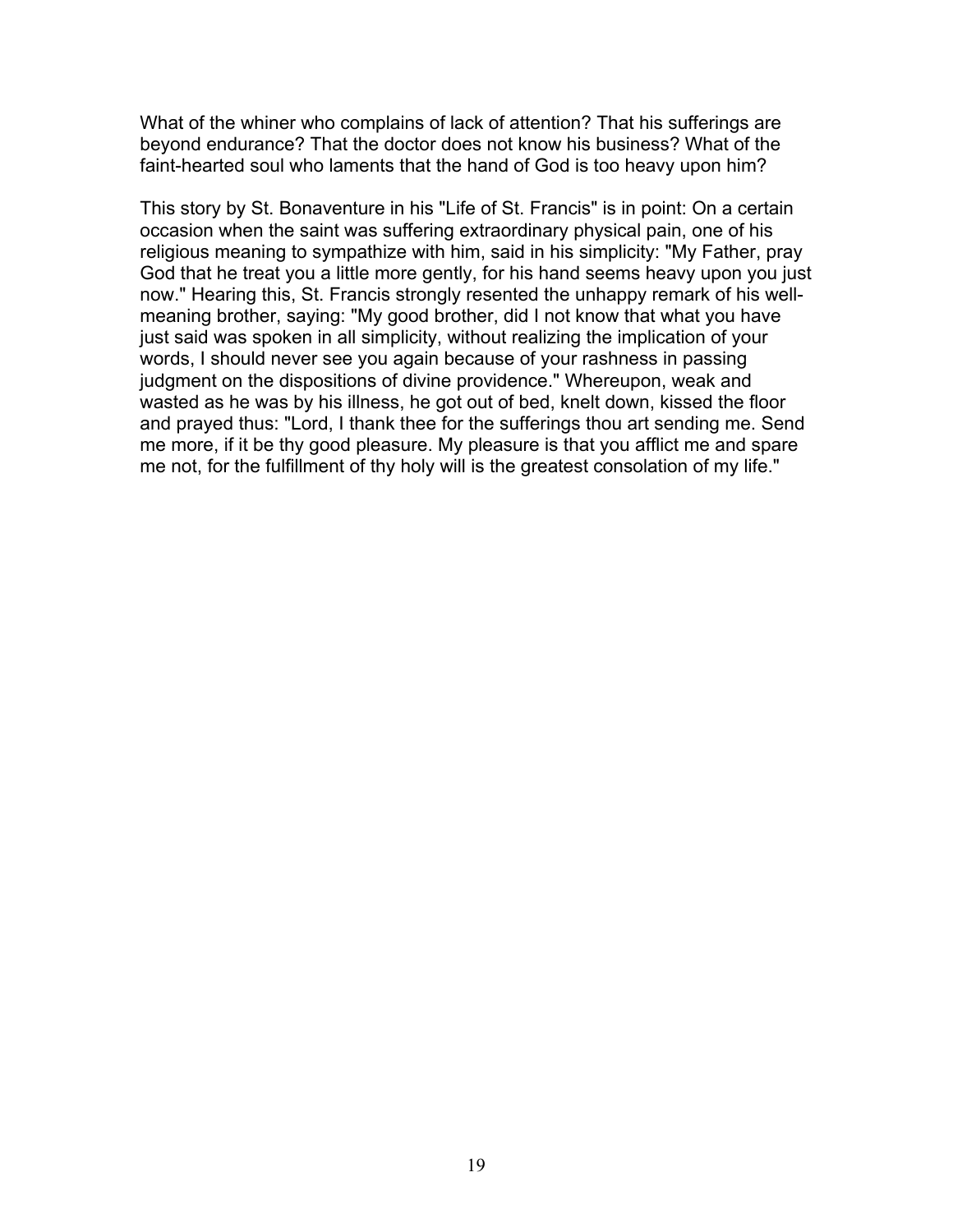What of the whiner who complains of lack of attention? That his sufferings are beyond endurance? That the doctor does not know his business? What of the faint-hearted soul who laments that the hand of God is too heavy upon him?

This story by St. Bonaventure in his "Life of St. Francis" is in point: On a certain occasion when the saint was suffering extraordinary physical pain, one of his religious meaning to sympathize with him, said in his simplicity: "My Father, pray God that he treat you a little more gently, for his hand seems heavy upon you just now." Hearing this, St. Francis strongly resented the unhappy remark of his well-meaning brother, saying: "My good brother, did I not know that what you have just said was spoken in all simplicity, without realizing the implication of your words, I should never see you again because of your rashness in passing judgment on the dispositions of divine providence." Whereupon, weak and wasted as he was by his illness, he got out of bed, knelt down, kissed the floor and prayed thus: "Lord, I thank thee for the sufferings thou art sending me. Send me more, if it be thy good pleasure. My pleasure is that you afflict me and spare me not, for the fulfillment of thy holy will is the greatest consolation of my life."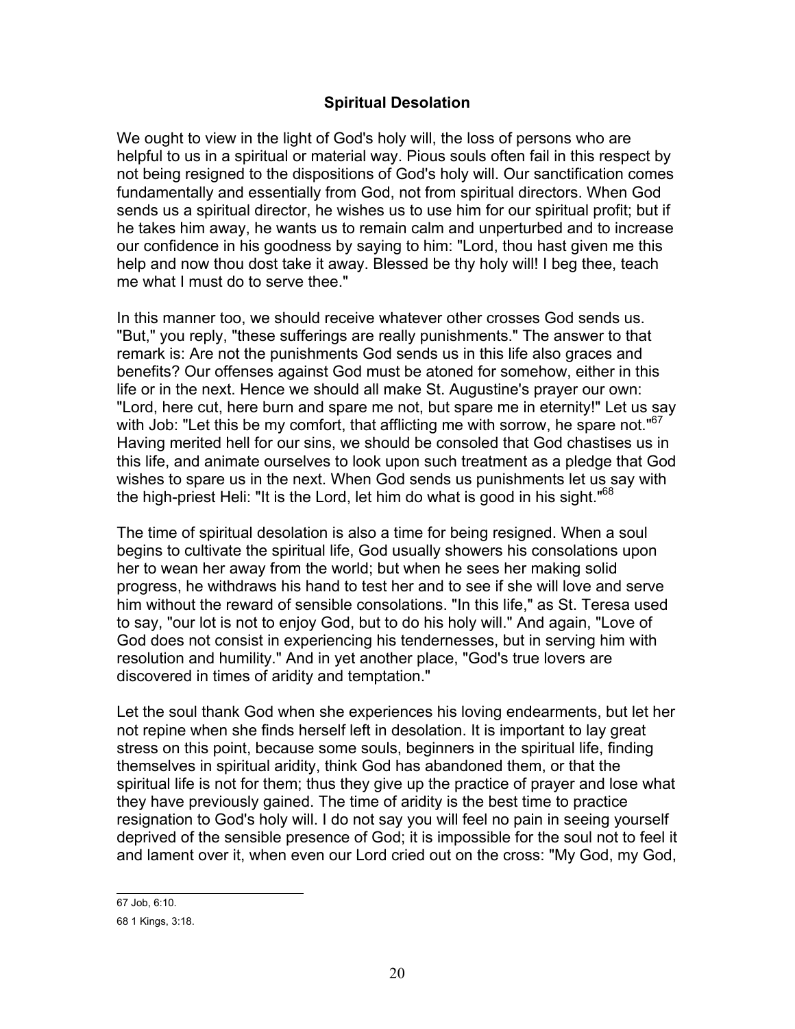### Spiritual Desolation

We ought to view in the light of God's holy will, the loss of persons who are helpful to us in a spiritual or material way. Pious souls often fail in this respect by not being resigned to the dispositions of God's holy will. Our sanctification comes fundamentally and essentially from God, not from spiritual directors. When God sends us a spiritual director, he wishes us to use him for our spiritual profit; but if he takes him away, he wants us to remain calm and unperturbed and to increase our confidence in his goodness by saying to him: "Lord, thou hast given me this help and now thou dost take it away. Blessed be thy holy will! I beg thee, teach me what I must do to serve thee."

In this manner too, we should receive whatever other crosses God sends us. "But," you reply, "these sufferings are really punishments." The answer to that remark is: Are not the punishments God sends us in this life also graces and benefits? Our offenses against God must be atoned for somehow, either in this life or in the next. Hence we should all make St. Augustine's prayer our own: "Lord, here cut, here burn and spare me not, but spare me in eternity!" Let us say with Job: "Let this be my comfort, that afflicting me with sorrow, he spare not."[67] Having merited hell for our sins, we should be consoled that God chastises us in this life, and animate ourselves to look upon such treatment as a pledge that God wishes to spare us in the next. When God sends us punishments let us say with the high-priest Heli: "It is the Lord, let him do what is good in his sight."[68]

The time of spiritual desolation is also a time for being resigned. When a soul begins to cultivate the spiritual life, God usually showers his consolations upon her to wean her away from the world; but when he sees her making solid progress, he withdraws his hand to test her and to see if she will love and serve him without the reward of sensible consolations. "In this life," as St. Teresa used to say, "our lot is not to enjoy God, but to do his holy will." And again, "Love of God does not consist in experiencing his tendernesses, but in serving him with resolution and humility." And in yet another place, "God's true lovers are discovered in times of aridity and temptation."

Let the soul thank God when she experiences his loving endearments, but let her not repine when she finds herself left in desolation. It is important to lay great stress on this point, because some souls, beginners in the spiritual life, finding themselves in spiritual aridity, think God has abandoned them, or that the spiritual life is not for them; thus they give up the practice of prayer and lose what they have previously gained. The time of aridity is the best time to practice resignation to God's holy will. I do not say you will feel no pain in seeing yourself deprived of the sensible presence of God; it is impossible for the soul not to feel it and lament over it, when even our Lord cried out on the cross: "My God, my God,

---

67 Job, 6:10.

68 1 Kings, 3:18.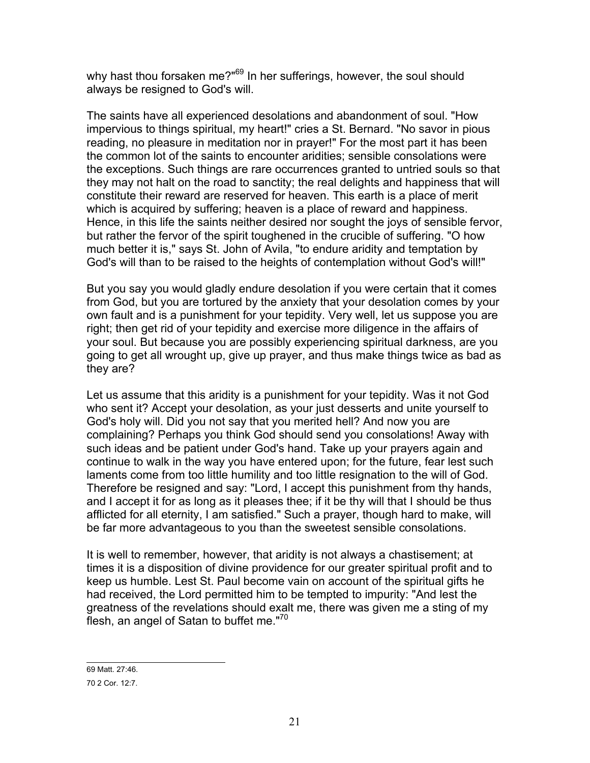why hast thou forsaken me?"[69] In her sufferings, however, the soul should always be resigned to God's will.

The saints have all experienced desolations and abandonment of soul. "How impervious to things spiritual, my heart!" cries a St. Bernard. "No savor in pious reading, no pleasure in meditation nor in prayer!" For the most part it has been the common lot of the saints to encounter aridities; sensible consolations were the exceptions. Such things are rare occurrences granted to untried souls so that they may not halt on the road to sanctity; the real delights and happiness that will constitute their reward are reserved for heaven. This earth is a place of merit which is acquired by suffering; heaven is a place of reward and happiness. Hence, in this life the saints neither desired nor sought the joys of sensible fervor, but rather the fervor of the spirit toughened in the crucible of suffering. "O how much better it is," says St. John of Avila, "to endure aridity and temptation by God's will than to be raised to the heights of contemplation without God's will!"

But you say you would gladly endure desolation if you were certain that it comes from God, but you are tortured by the anxiety that your desolation comes by your own fault and is a punishment for your tepidity. Very well, let us suppose you are right; then get rid of your tepidity and exercise more diligence in the affairs of your soul. But because you are possibly experiencing spiritual darkness, are you going to get all wrought up, give up prayer, and thus make things twice as bad as they are?

Let us assume that this aridity is a punishment for your tepidity. Was it not God who sent it? Accept your desolation, as your just desserts and unite yourself to God's holy will. Did you not say that you merited hell? And now you are complaining? Perhaps you think God should send you consolations! Away with such ideas and be patient under God's hand. Take up your prayers again and continue to walk in the way you have entered upon; for the future, fear lest such laments come from too little humility and too little resignation to the will of God. Therefore be resigned and say: "Lord, I accept this punishment from thy hands, and I accept it for as long as it pleases thee; if it be thy will that I should be thus afflicted for all eternity, I am satisfied." Such a prayer, though hard to make, will be far more advantageous to you than the sweetest sensible consolations.

It is well to remember, however, that aridity is not always a chastisement; at times it is a disposition of divine providence for our greater spiritual profit and to keep us humble. Lest St. Paul become vain on account of the spiritual gifts he had received, the Lord permitted him to be tempted to impurity: "And lest the greatness of the revelations should exalt me, there was given me a sting of my flesh, an angel of Satan to buffet me."[70]

---

69 Matt. 27:46.

70 2 Cor. 12:7.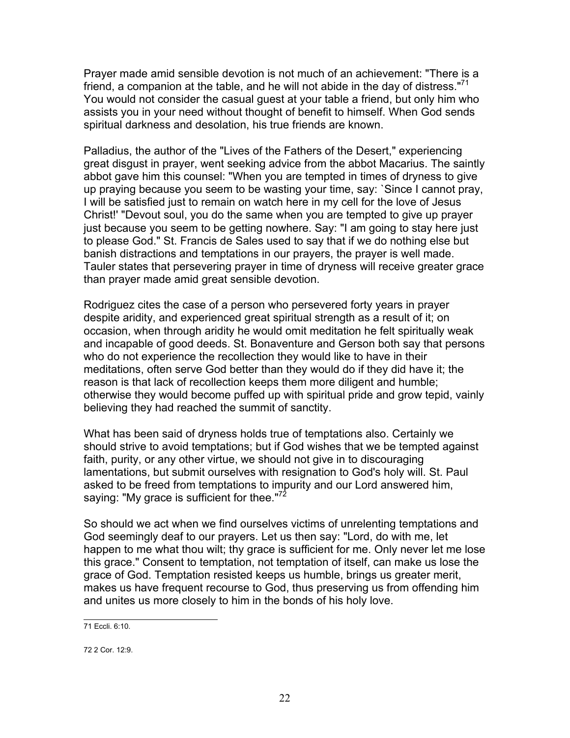Prayer made amid sensible devotion is not much of an achievement: "There is a friend, a companion at the table, and he will not abide in the day of distress."[71] You would not consider the casual guest at your table a friend, but only him who assists you in your need without thought of benefit to himself. When God sends spiritual darkness and desolation, his true friends are known.

Palladius, the author of the "Lives of the Fathers of the Desert," experiencing great disgust in prayer, went seeking advice from the abbot Macarius. The saintly abbot gave him this counsel: "When you are tempted in times of dryness to give up praying because you seem to be wasting your time, say: `Since I cannot pray, I will be satisfied just to remain on watch here in my cell for the love of Jesus Christ!' "Devout soul, you do the same when you are tempted to give up prayer just because you seem to be getting nowhere. Say: "I am going to stay here just to please God." St. Francis de Sales used to say that if we do nothing else but banish distractions and temptations in our prayers, the prayer is well made. Tauler states that persevering prayer in time of dryness will receive greater grace than prayer made amid great sensible devotion.

Rodriguez cites the case of a person who persevered forty years in prayer despite aridity, and experienced great spiritual strength as a result of it; on occasion, when through aridity he would omit meditation he felt spiritually weak and incapable of good deeds. St. Bonaventure and Gerson both say that persons who do not experience the recollection they would like to have in their meditations, often serve God better than they would do if they did have it; the reason is that lack of recollection keeps them more diligent and humble; otherwise they would become puffed up with spiritual pride and grow tepid, vainly believing they had reached the summit of sanctity.

What has been said of dryness holds true of temptations also. Certainly we should strive to avoid temptations; but if God wishes that we be tempted against faith, purity, or any other virtue, we should not give in to discouraging lamentations, but submit ourselves with resignation to God's holy will. St. Paul asked to be freed from temptations to impurity and our Lord answered him, saying: "My grace is sufficient for thee."[72]

So should we act when we find ourselves victims of unrelenting temptations and God seemingly deaf to our prayers. Let us then say: "Lord, do with me, let happen to me what thou wilt; thy grace is sufficient for me. Only never let me lose this grace." Consent to temptation, not temptation of itself, can make us lose the grace of God. Temptation resisted keeps us humble, brings us greater merit, makes us have frequent recourse to God, thus preserving us from offending him and unites us more closely to him in the bonds of his holy love.

---

71 Eccli. 6:10.

72 2 Cor. 12:9.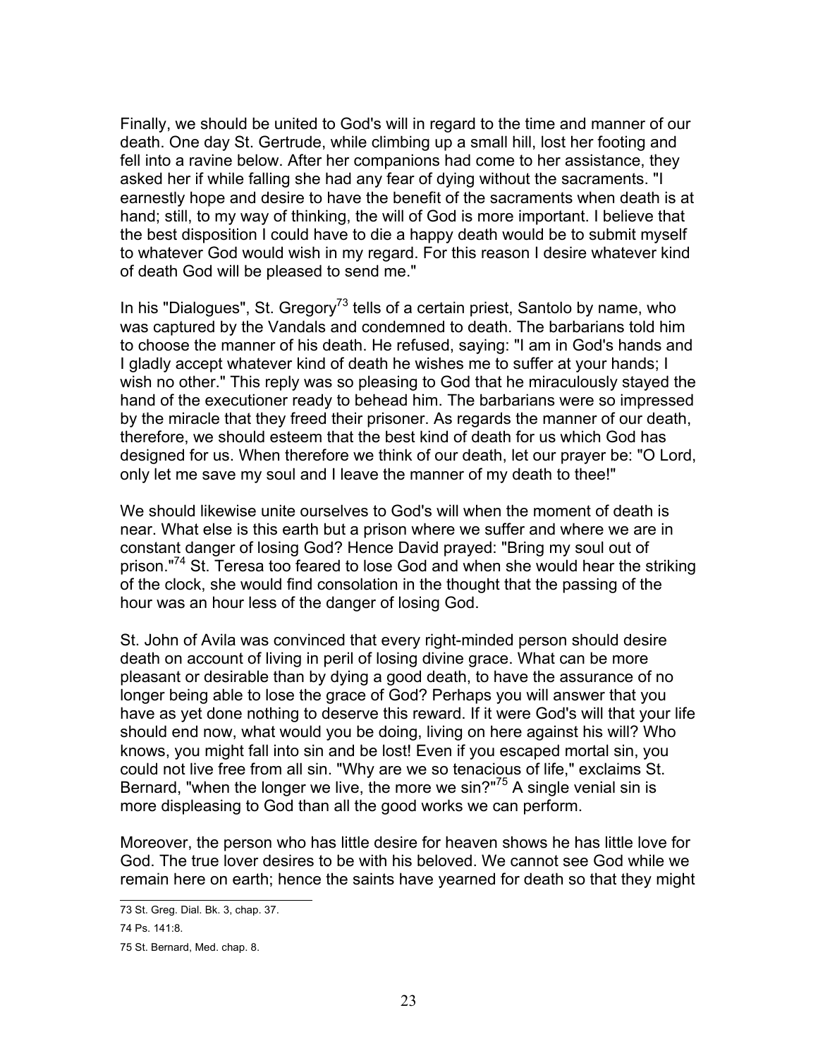Finally, we should be united to God's will in regard to the time and manner of our death. One day St. Gertrude, while climbing up a small hill, lost her footing and fell into a ravine below. After her companions had come to her assistance, they asked her if while falling she had any fear of dying without the sacraments. "I earnestly hope and desire to have the benefit of the sacraments when death is at hand; still, to my way of thinking, the will of God is more important. I believe that the best disposition I could have to die a happy death would be to submit myself to whatever God would wish in my regard. For this reason I desire whatever kind of death God will be pleased to send me."

In his "Dialogues", St. Gregory[73] tells of a certain priest, Santolo by name, who was captured by the Vandals and condemned to death. The barbarians told him to choose the manner of his death. He refused, saying: "I am in God's hands and I gladly accept whatever kind of death he wishes me to suffer at your hands; I wish no other." This reply was so pleasing to God that he miraculously stayed the hand of the executioner ready to behead him. The barbarians were so impressed by the miracle that they freed their prisoner. As regards the manner of our death, therefore, we should esteem that the best kind of death for us which God has designed for us. When therefore we think of our death, let our prayer be: "O Lord, only let me save my soul and I leave the manner of my death to thee!"

We should likewise unite ourselves to God's will when the moment of death is near. What else is this earth but a prison where we suffer and where we are in constant danger of losing God? Hence David prayed: "Bring my soul out of prison."[74] St. Teresa too feared to lose God and when she would hear the striking of the clock, she would find consolation in the thought that the passing of the hour was an hour less of the danger of losing God.

St. John of Avila was convinced that every right-minded person should desire death on account of living in peril of losing divine grace. What can be more pleasant or desirable than by dying a good death, to have the assurance of no longer being able to lose the grace of God? Perhaps you will answer that you have as yet done nothing to deserve this reward. If it were God's will that your life should end now, what would you be doing, living on here against his will? Who knows, you might fall into sin and be lost! Even if you escaped mortal sin, you could not live free from all sin. "Why are we so tenacious of life," exclaims St. Bernard, "when the longer we live, the more we sin?"[75] A single venial sin is more displeasing to God than all the good works we can perform.

Moreover, the person who has little desire for heaven shows he has little love for God. The true lover desires to be with his beloved. We cannot see God while we remain here on earth; hence the saints have yearned for death so that they might

---

73 St. Greg. Dial. Bk. 3, chap. 37.

74 Ps. 141:8.

75 St. Bernard, Med. chap. 8.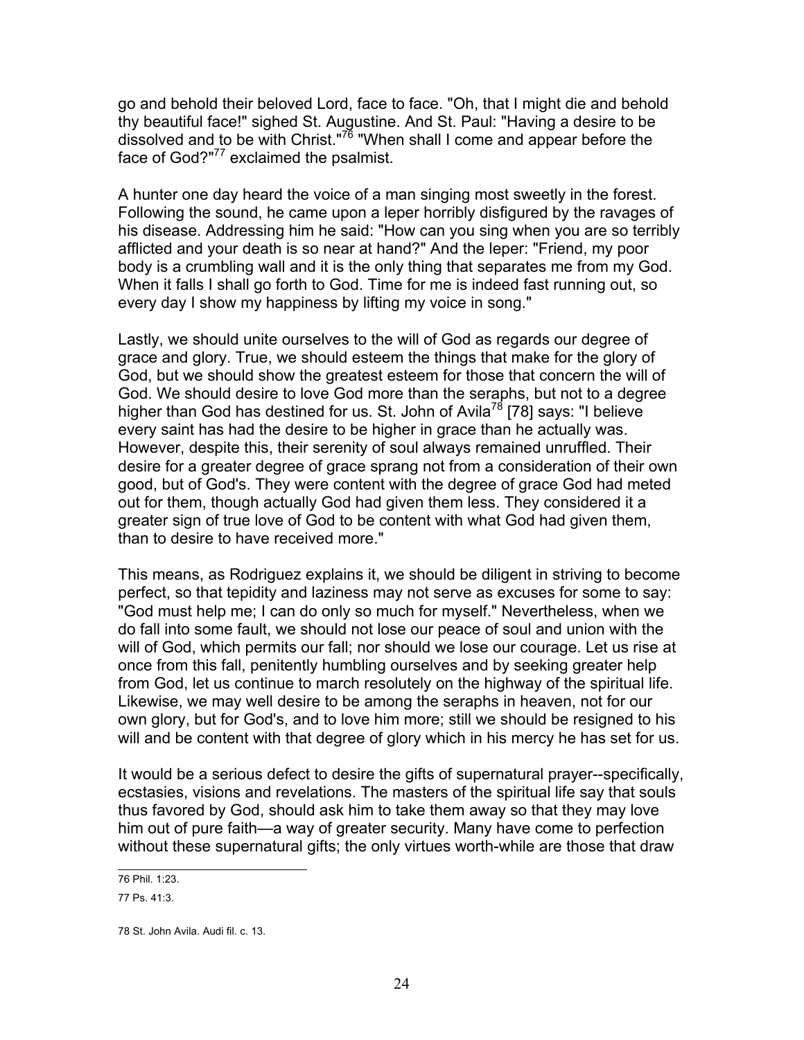go and behold their beloved Lord, face to face. "Oh, that I might die and behold thy beautiful face!" sighed St. Augustine. And St. Paul: "Having a desire to be dissolved and to be with Christ."[76] "When shall I come and appear before the face of God?"[77] exclaimed the psalmist.

A hunter one day heard the voice of a man singing most sweetly in the forest. Following the sound, he came upon a leper horribly disfigured by the ravages of his disease. Addressing him he said: "How can you sing when you are so terribly afflicted and your death is so near at hand?" And the leper: "Friend, my poor body is a crumbling wall and it is the only thing that separates me from my God. When it falls I shall go forth to God. Time for me is indeed fast running out, so every day I show my happiness by lifting my voice in song."

Lastly, we should unite ourselves to the will of God as regards our degree of grace and glory. True, we should esteem the things that make for the glory of God, but we should show the greatest esteem for those that concern the will of God. We should desire to love God more than the seraphs, but not to a degree higher than God has destined for us. St. John of Avila[78] [78] says: "I believe every saint has had the desire to be higher in grace than he actually was. However, despite this, their serenity of soul always remained unruffled. Their desire for a greater degree of grace sprang not from a consideration of their own good, but of God's. They were content with the degree of grace God had meted out for them, though actually God had given them less. They considered it a greater sign of true love of God to be content with what God had given them, than to desire to have received more."

This means, as Rodriguez explains it, we should be diligent in striving to become perfect, so that tepidity and laziness may not serve as excuses for some to say: "God must help me; I can do only so much for myself." Nevertheless, when we do fall into some fault, we should not lose our peace of soul and union with the will of God, which permits our fall; nor should we lose our courage. Let us rise at once from this fall, penitently humbling ourselves and by seeking greater help from God, let us continue to march resolutely on the highway of the spiritual life. Likewise, we may well desire to be among the seraphs in heaven, not for our own glory, but for God's, and to love him more; still we should be resigned to his will and be content with that degree of glory which in his mercy he has set for us.

It would be a serious defect to desire the gifts of supernatural prayer--specifically, ecstasies, visions and revelations. The masters of the spiritual life say that souls thus favored by God, should ask him to take them away so that they may love him out of pure faith—a way of greater security. Many have come to perfection without these supernatural gifts; the only virtues worth-while are those that draw

---

76 Phil. 1:23.

77 Ps. 41:3.

78 St. John Avila. Audi fil. c. 13.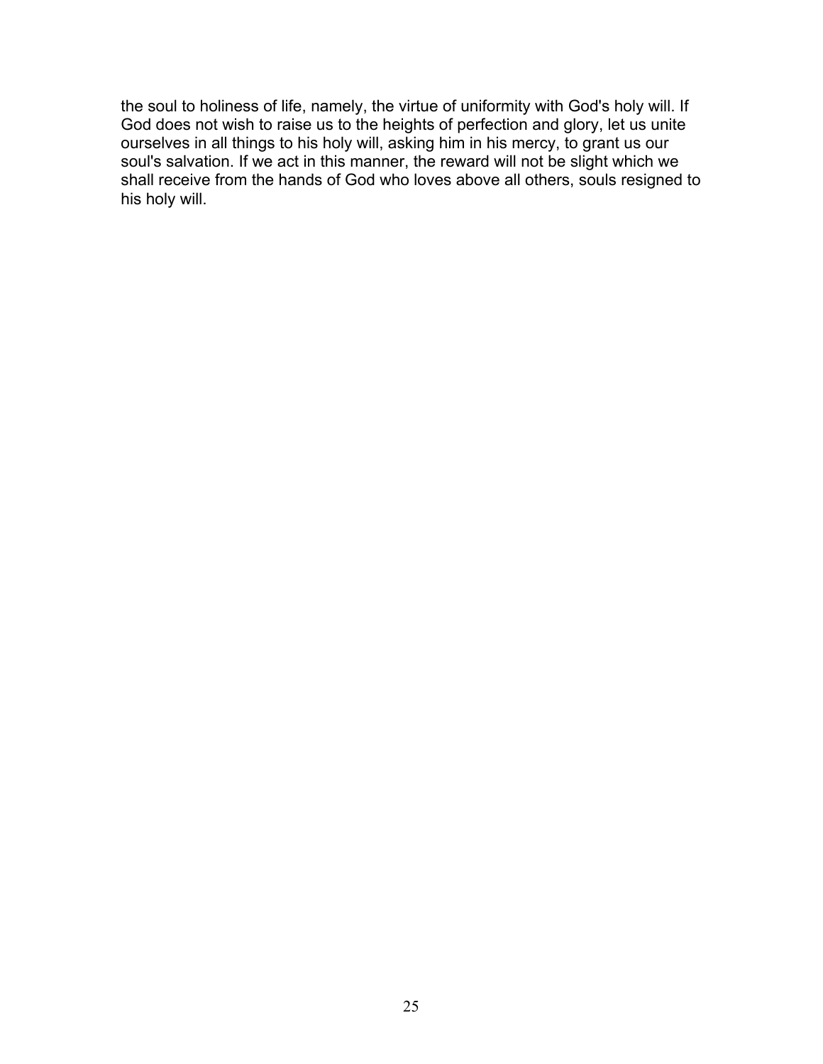the soul to holiness of life, namely, the virtue of uniformity with God's holy will. If God does not wish to raise us to the heights of perfection and glory, let us unite ourselves in all things to his holy will, asking him in his mercy, to grant us our soul's salvation. If we act in this manner, the reward will not be slight which we shall receive from the hands of God who loves above all others, souls resigned to his holy will.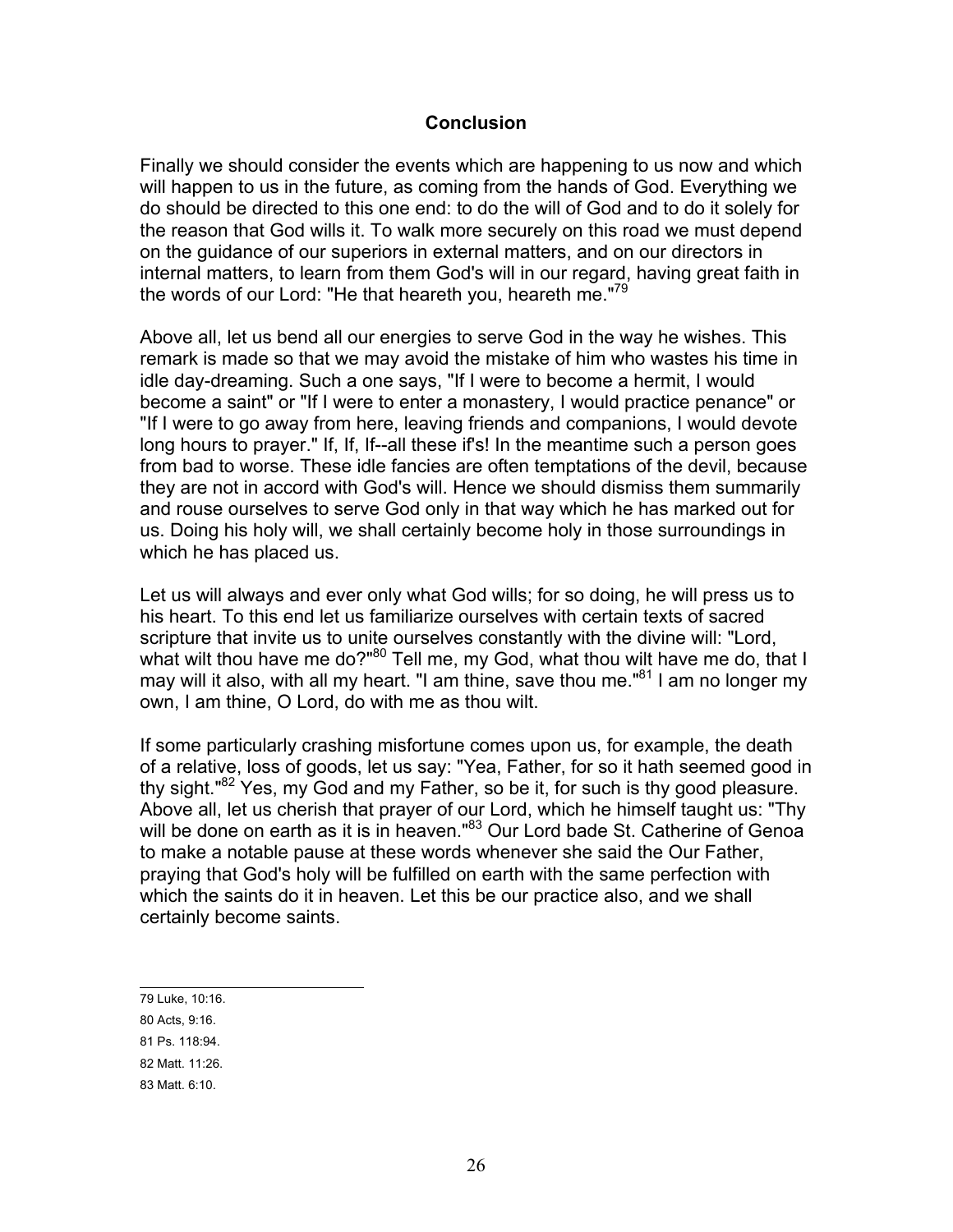## Conclusion

Finally we should consider the events which are happening to us now and which will happen to us in the future, as coming from the hands of God. Everything we do should be directed to this one end: to do the will of God and to do it solely for the reason that God wills it. To walk more securely on this road we must depend on the guidance of our superiors in external matters, and on our directors in internal matters, to learn from them God's will in our regard, having great faith in the words of our Lord: "He that heareth you, heareth me."[79]

Above all, let us bend all our energies to serve God in the way he wishes. This remark is made so that we may avoid the mistake of him who wastes his time in idle day-dreaming. Such a one says, "If I were to become a hermit, I would become a saint" or "If I were to enter a monastery, I would practice penance" or "If I were to go away from here, leaving friends and companions, I would devote long hours to prayer." If, If, If--all these if's! In the meantime such a person goes from bad to worse. These idle fancies are often temptations of the devil, because they are not in accord with God's will. Hence we should dismiss them summarily and rouse ourselves to serve God only in that way which he has marked out for us. Doing his holy will, we shall certainly become holy in those surroundings in which he has placed us.

Let us will always and ever only what God wills; for so doing, he will press us to his heart. To this end let us familiarize ourselves with certain texts of sacred scripture that invite us to unite ourselves constantly with the divine will: "Lord, what wilt thou have me do?"[80] Tell me, my God, what thou wilt have me do, that I may will it also, with all my heart. "I am thine, save thou me."[81] I am no longer my own, I am thine, O Lord, do with me as thou wilt.

If some particularly crashing misfortune comes upon us, for example, the death of a relative, loss of goods, let us say: "Yea, Father, for so it hath seemed good in thy sight."[82] Yes, my God and my Father, so be it, for such is thy good pleasure. Above all, let us cherish that prayer of our Lord, which he himself taught us: "Thy will be done on earth as it is in heaven."[83] Our Lord bade St. Catherine of Genoa to make a notable pause at these words whenever she said the Our Father, praying that God's holy will be fulfilled on earth with the same perfection with which the saints do it in heaven. Let this be our practice also, and we shall certainly become saints.

---

79 Luke, 10:16.

80 Acts, 9:16.

81 Ps. 118:94.

82 Matt. 11:26.

83 Matt. 6:10.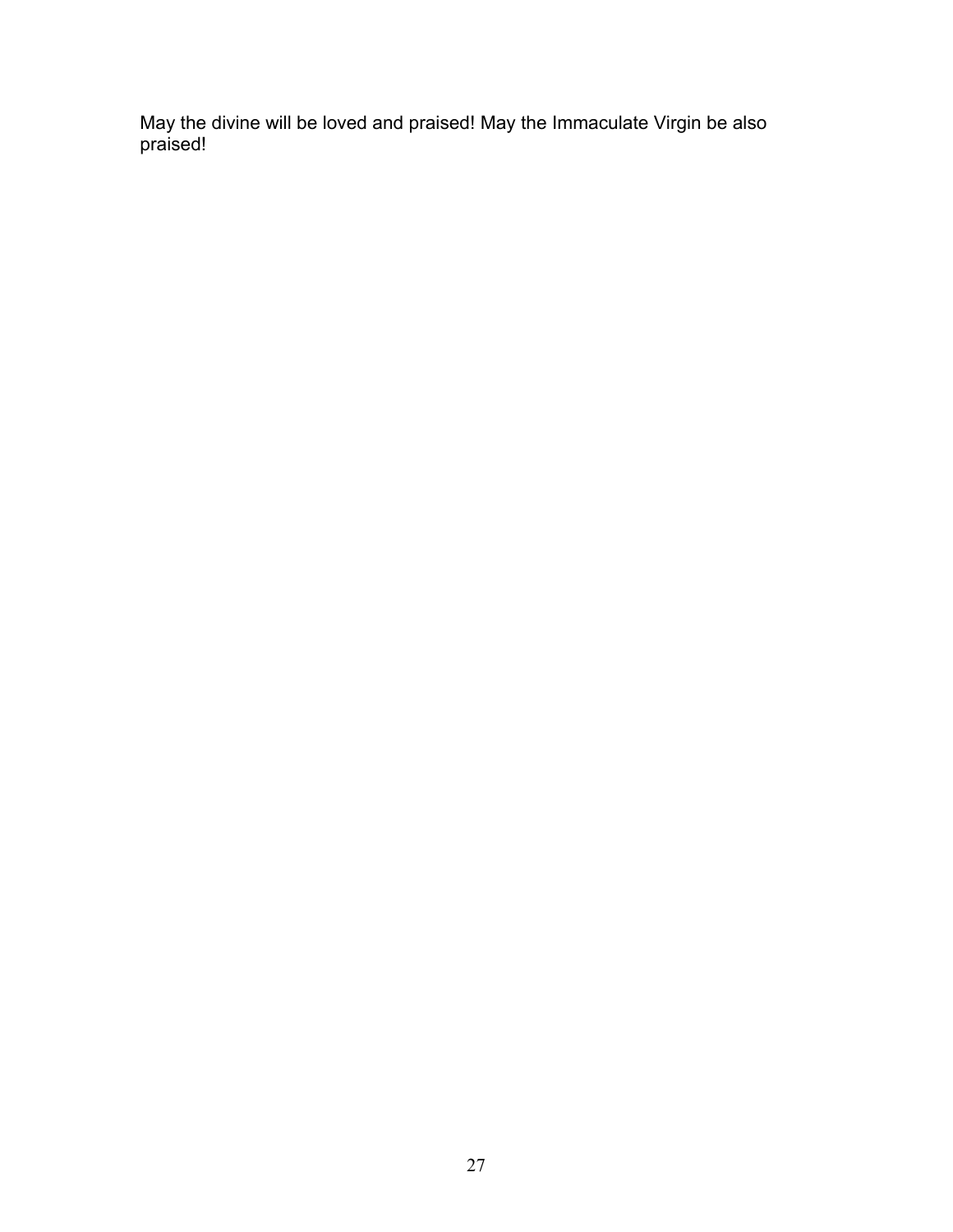May the divine will be loved and praised! May the Immaculate Virgin be also praised!